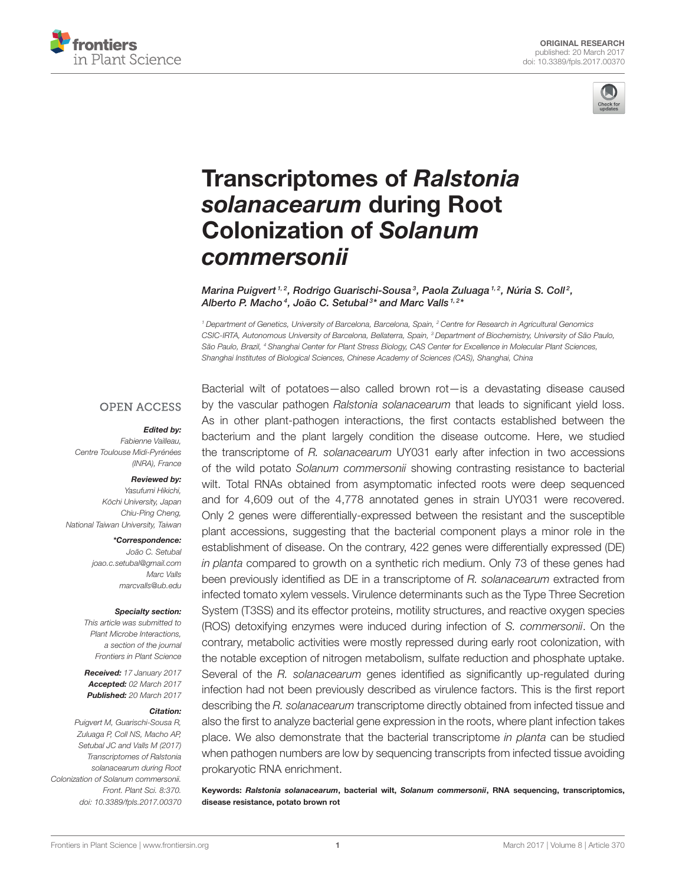ORIGINAL RESEARCH
published: 20 March 2017
doi: 10.3389/fpls.2017.00370

# Transcriptomes of *Ralstonia solanacearum* during Root Colonization of *Solanum commersonii*

*Marina Puigvert[1,2], Rodrigo Guarischi-Sousa[3], Paola Zuluaga[1,2], Núria S. Coll[2], Alberto P. Macho[4], João C. Setubal[3]* and Marc Valls[1,2]**

[1] Department of Genetics, University of Barcelona, Barcelona, Spain, [2] Centre for Research in Agricultural Genomics CSIC-IRTA, Autonomous University of Barcelona, Bellaterra, Spain, [3] Department of Biochemistry, University of São Paulo, São Paulo, Brazil, [4] Shanghai Center for Plant Stress Biology, CAS Center for Excellence in Molecular Plant Sciences, Shanghai Institutes of Biological Sciences, Chinese Academy of Sciences (CAS), Shanghai, China

OPEN ACCESS

***Edited by:***
Fabienne Vailleau,
Centre Toulouse Midi-Pyrénées (INRA), France

***Reviewed by:***
Yasufumi Hikichi,
Kōchi University, Japan
Chiu-Ping Cheng,
National Taiwan University, Taiwan

***\*Correspondence:***
João C. Setubal
joao.c.setubal@gmail.com
Marc Valls
marcvalls@ub.edu

***Specialty section:***
This article was submitted to Plant Microbe Interactions, a section of the journal Frontiers in Plant Science

***Received:*** 17 January 2017
***Accepted:*** 02 March 2017
***Published:*** 20 March 2017

***Citation:***
Puigvert M, Guarischi-Sousa R, Zuluaga P, Coll NS, Macho AP, Setubal JC and Valls M (2017) Transcriptomes of Ralstonia solanacearum during Root Colonization of Solanum commersonii. Front. Plant Sci. 8:370. doi: 10.3389/fpls.2017.00370

Bacterial wilt of potatoes—also called brown rot—is a devastating disease caused by the vascular pathogen *Ralstonia solanacearum* that leads to significant yield loss. As in other plant-pathogen interactions, the first contacts established between the bacterium and the plant largely condition the disease outcome. Here, we studied the transcriptome of *R. solanacearum* UY031 early after infection in two accessions of the wild potato *Solanum commersonii* showing contrasting resistance to bacterial wilt. Total RNAs obtained from asymptomatic infected roots were deep sequenced and for 4,609 out of the 4,778 annotated genes in strain UY031 were recovered. Only 2 genes were differentially-expressed between the resistant and the susceptible plant accessions, suggesting that the bacterial component plays a minor role in the establishment of disease. On the contrary, 422 genes were differentially expressed (DE) *in planta* compared to growth on a synthetic rich medium. Only 73 of these genes had been previously identified as DE in a transcriptome of *R. solanacearum* extracted from infected tomato xylem vessels. Virulence determinants such as the Type Three Secretion System (T3SS) and its effector proteins, motility structures, and reactive oxygen species (ROS) detoxifying enzymes were induced during infection of *S. commersonii*. On the contrary, metabolic activities were mostly repressed during early root colonization, with the notable exception of nitrogen metabolism, sulfate reduction and phosphate uptake. Several of the *R. solanacearum* genes identified as significantly up-regulated during infection had not been previously described as virulence factors. This is the first report describing the *R. solanacearum* transcriptome directly obtained from infected tissue and also the first to analyze bacterial gene expression in the roots, where plant infection takes place. We also demonstrate that the bacterial transcriptome *in planta* can be studied when pathogen numbers are low by sequencing transcripts from infected tissue avoiding prokaryotic RNA enrichment.

**Keywords:** ***Ralstonia solanacearum*****, bacterial wilt,** ***Solanum commersonii*****, RNA sequencing, transcriptomics, disease resistance, potato brown rot**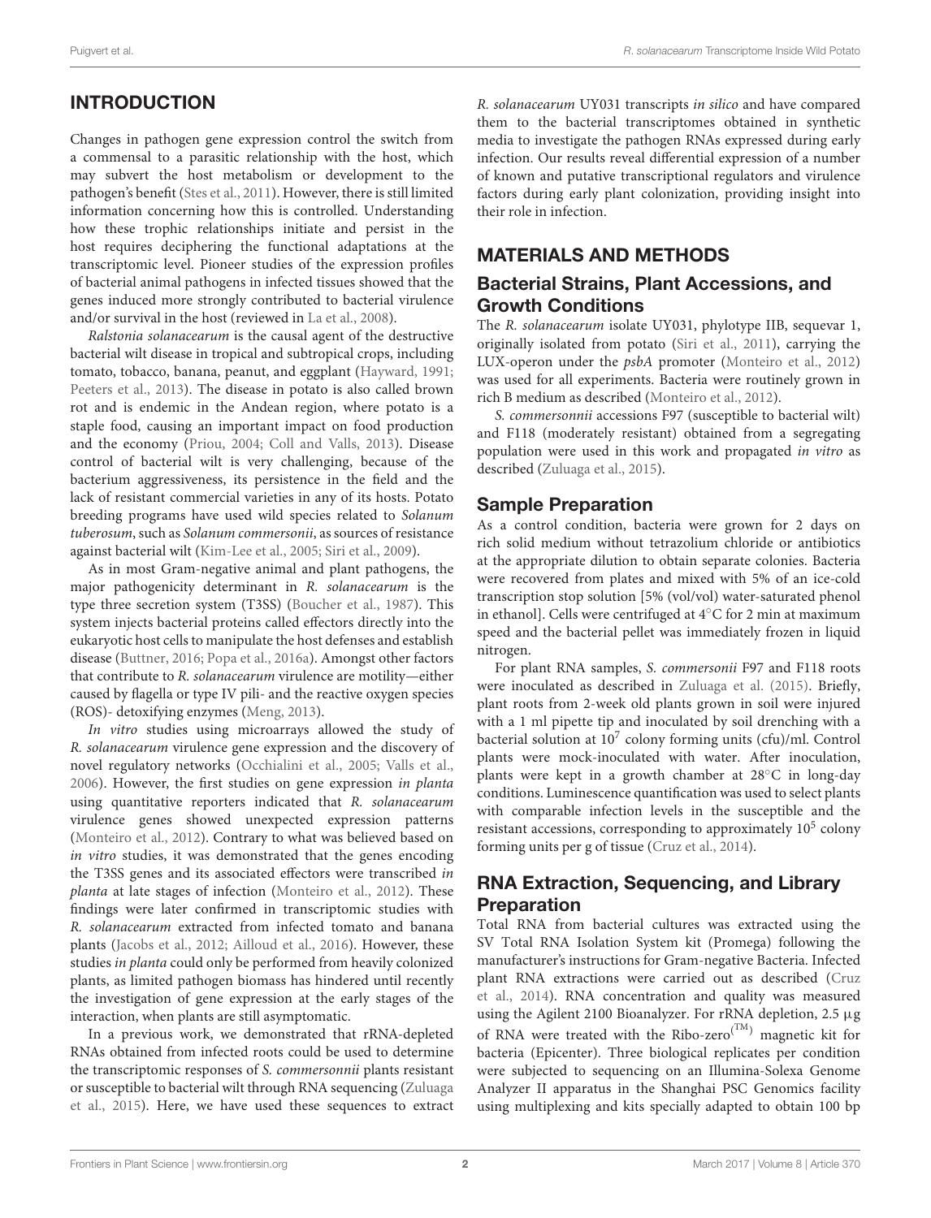## INTRODUCTION

Changes in pathogen gene expression control the switch from a commensal to a parasitic relationship with the host, which may subvert the host metabolism or development to the pathogen's benefit (Stes et al., 2011). However, there is still limited information concerning how this is controlled. Understanding how these trophic relationships initiate and persist in the host requires deciphering the functional adaptations at the transcriptomic level. Pioneer studies of the expression profiles of bacterial animal pathogens in infected tissues showed that the genes induced more strongly contributed to bacterial virulence and/or survival in the host (reviewed in La et al., 2008).

*Ralstonia solanacearum* is the causal agent of the destructive bacterial wilt disease in tropical and subtropical crops, including tomato, tobacco, banana, peanut, and eggplant (Hayward, 1991; Peeters et al., 2013). The disease in potato is also called brown rot and is endemic in the Andean region, where potato is a staple food, causing an important impact on food production and the economy (Priou, 2004; Coll and Valls, 2013). Disease control of bacterial wilt is very challenging, because of the bacterium aggressiveness, its persistence in the field and the lack of resistant commercial varieties in any of its hosts. Potato breeding programs have used wild species related to *Solanum tuberosum*, such as *Solanum commersonii*, as sources of resistance against bacterial wilt (Kim-Lee et al., 2005; Siri et al., 2009).

As in most Gram-negative animal and plant pathogens, the major pathogenicity determinant in *R. solanacearum* is the type three secretion system (T3SS) (Boucher et al., 1987). This system injects bacterial proteins called effectors directly into the eukaryotic host cells to manipulate the host defenses and establish disease (Buttner, 2016; Popa et al., 2016a). Amongst other factors that contribute to *R. solanacearum* virulence are motility—either caused by flagella or type IV pili- and the reactive oxygen species (ROS)- detoxifying enzymes (Meng, 2013).

*In vitro* studies using microarrays allowed the study of *R. solanacearum* virulence gene expression and the discovery of novel regulatory networks (Occhialini et al., 2005; Valls et al., 2006). However, the first studies on gene expression *in planta* using quantitative reporters indicated that *R. solanacearum* virulence genes showed unexpected expression patterns (Monteiro et al., 2012). Contrary to what was believed based on *in vitro* studies, it was demonstrated that the genes encoding the T3SS genes and its associated effectors were transcribed *in planta* at late stages of infection (Monteiro et al., 2012). These findings were later confirmed in transcriptomic studies with *R. solanacearum* extracted from infected tomato and banana plants (Jacobs et al., 2012; Ailloud et al., 2016). However, these studies *in planta* could only be performed from heavily colonized plants, as limited pathogen biomass has hindered until recently the investigation of gene expression at the early stages of the interaction, when plants are still asymptomatic.

In a previous work, we demonstrated that rRNA-depleted RNAs obtained from infected roots could be used to determine the transcriptomic responses of *S. commersonii* plants resistant or susceptible to bacterial wilt through RNA sequencing (Zuluaga et al., 2015). Here, we have used these sequences to extract *R. solanacearum* UY031 transcripts *in silico* and have compared them to the bacterial transcriptomes obtained in synthetic media to investigate the pathogen RNAs expressed during early infection. Our results reveal differential expression of a number of known and putative transcriptional regulators and virulence factors during early plant colonization, providing insight into their role in infection.

## MATERIALS AND METHODS

### Bacterial Strains, Plant Accessions, and Growth Conditions

The *R. solanacearum* isolate UY031, phylotype IIB, sequevar 1, originally isolated from potato (Siri et al., 2011), carrying the LUX-operon under the *psbA* promoter (Monteiro et al., 2012) was used for all experiments. Bacteria were routinely grown in rich B medium as described (Monteiro et al., 2012).

*S. commersonii* accessions F97 (susceptible to bacterial wilt) and F118 (moderately resistant) obtained from a segregating population were used in this work and propagated *in vitro* as described (Zuluaga et al., 2015).

### Sample Preparation

As a control condition, bacteria were grown for 2 days on rich solid medium without tetrazolium chloride or antibiotics at the appropriate dilution to obtain separate colonies. Bacteria were recovered from plates and mixed with 5% of an ice-cold transcription stop solution [5% (vol/vol) water-saturated phenol in ethanol]. Cells were centrifuged at 4°C for 2 min at maximum speed and the bacterial pellet was immediately frozen in liquid nitrogen.

For plant RNA samples, *S. commersonii* F97 and F118 roots were inoculated as described in Zuluaga et al. (2015). Briefly, plant roots from 2-week old plants grown in soil were injured with a 1 ml pipette tip and inoculated by soil drenching with a bacterial solution at $10^7$ colony forming units (cfu)/ml. Control plants were mock-inoculated with water. After inoculation, plants were kept in a growth chamber at 28°C in long-day conditions. Luminescence quantification was used to select plants with comparable infection levels in the susceptible and the resistant accessions, corresponding to approximately $10^5$ colony forming units per g of tissue (Cruz et al., 2014).

### RNA Extraction, Sequencing, and Library Preparation

Total RNA from bacterial cultures was extracted using the SV Total RNA Isolation System kit (Promega) following the manufacturer's instructions for Gram-negative Bacteria. Infected plant RNA extractions were carried out as described (Cruz et al., 2014). RNA concentration and quality was measured using the Agilent 2100 Bioanalyzer. For rRNA depletion, 2.5 μg of RNA were treated with the Ribo-zero$^{(TM)}$ magnetic kit for bacteria (Epicenter). Three biological replicates per condition were subjected to sequencing on an Illumina-Solexa Genome Analyzer II apparatus in the Shanghai PSC Genomics facility using multiplexing and kits specially adapted to obtain 100 bp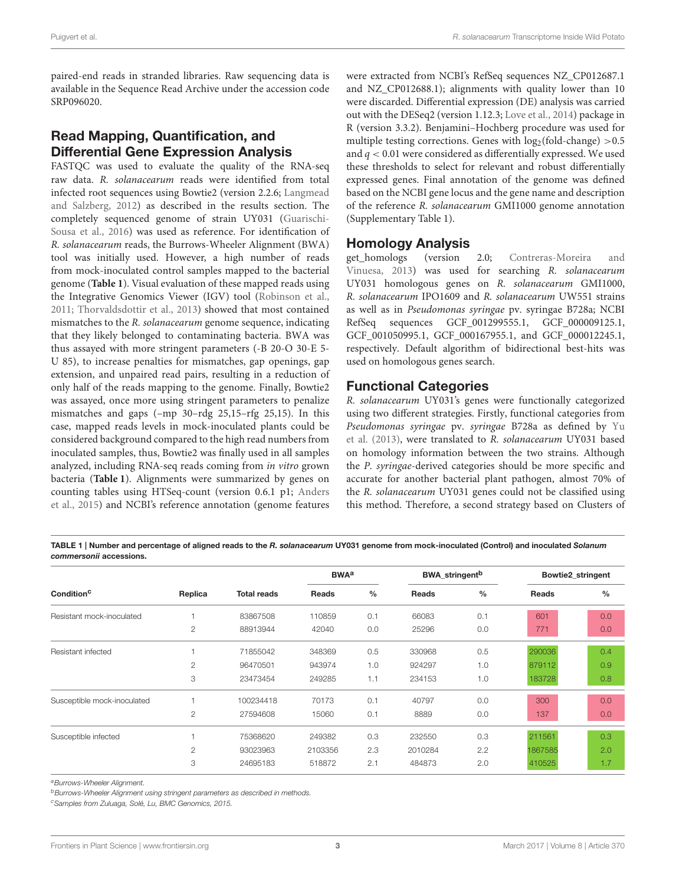paired-end reads in stranded libraries. Raw sequencing data is available in the Sequence Read Archive under the accession code SRP096020.

## Read Mapping, Quantification, and Differential Gene Expression Analysis

FASTQC was used to evaluate the quality of the RNA-seq raw data. *R. solanacearum* reads were identified from total infected root sequences using Bowtie2 (version 2.2.6; Langmead and Salzberg, 2012) as described in the results section. The completely sequenced genome of strain UY031 (Guarischi-Sousa et al., 2016) was used as reference. For identification of *R. solanacearum* reads, the Burrows-Wheeler Alignment (BWA) tool was initially used. However, a high number of reads from mock-inoculated control samples mapped to the bacterial genome (**Table 1**). Visual evaluation of these mapped reads using the Integrative Genomics Viewer (IGV) tool (Robinson et al., 2011; Thorvaldsdottir et al., 2013) showed that most contained mismatches to the *R. solanacearum* genome sequence, indicating that they likely belonged to contaminating bacteria. BWA was thus assayed with more stringent parameters (-B 20-O 30-E 5-U 85), to increase penalties for mismatches, gap openings, gap extension, and unpaired read pairs, resulting in a reduction of only half of the reads mapping to the genome. Finally, Bowtie2 was assayed, once more using stringent parameters to penalize mismatches and gaps (–mp 30–rdg 25,15–rfg 25,15). In this case, mapped reads levels in mock-inoculated plants could be considered background compared to the high read numbers from inoculated samples, thus, Bowtie2 was finally used in all samples analyzed, including RNA-seq reads coming from *in vitro* grown bacteria (**Table 1**). Alignments were summarized by genes on counting tables using HTSeq-count (version 0.6.1 p1; Anders et al., 2015) and NCBI's reference annotation (genome features were extracted from NCBI's RefSeq sequences NZ_CP012687.1 and NZ_CP012688.1); alignments with quality lower than 10 were discarded. Differential expression (DE) analysis was carried out with the DESeq2 (version 1.12.3; Love et al., 2014) package in R (version 3.3.2). Benjamini–Hochberg procedure was used for multiple testing corrections. Genes with $\log_2$(fold-change) $>0.5$ and $q < 0.01$ were considered as differentially expressed. We used these thresholds to select for relevant and robust differentially expressed genes. Final annotation of the genome was defined based on the NCBI gene locus and the gene name and description of the reference *R. solanacearum* GMI1000 genome annotation (Supplementary Table 1).

## Homology Analysis

get_homologs (version 2.0; Contreras-Moreira and Vinuesa, 2013) was used for searching *R. solanacearum* UY031 homologous genes on *R. solanacearum* GMI1000, *R. solanacearum* IPO1609 and *R. solanacearum* UW551 strains as well as in *Pseudomonas syringae* pv. syringae B728a; NCBI RefSeq sequences GCF_001299555.1, GCF_000009125.1, GCF_001050995.1, GCF_000167955.1, and GCF_000012245.1, respectively. Default algorithm of bidirectional best-hits was used on homologous genes search.

## Functional Categories

*R. solanacearum* UY031's genes were functionally categorized using two different strategies. Firstly, functional categories from *Pseudomonas syringae* pv. *syringae* B728a as defined by Yu et al. (2013), were translated to *R. solanacearum* UY031 based on homology information between the two strains. Although the *P. syringae*-derived categories should be more specific and accurate for another bacterial plant pathogen, almost 70% of the *R. solanacearum* UY031 genes could not be classified using this method. Therefore, a second strategy based on Clusters of

**TABLE 1 | Number and percentage of aligned reads to the *R. solanacearum* UY031 genome from mock-inoculated (Control) and inoculated *Solanum commersonii* accessions.**

| Condition[c] | Replica | Total reads | BWA[a] | | BWA_stringent[b] | | Bowtie2_stringent | |
|---|---|---|---|---|---|---|---|---|
| | | | Reads | % | Reads | % | Reads | % |
| Resistant mock-inoculated | 1 | 83867508 | 110859 | 0.1 | 66083 | 0.1 | 601 | 0.0 |
| | 2 | 88913944 | 42040 | 0.0 | 25296 | 0.0 | 771 | 0.0 |
| Resistant infected | 1 | 71855042 | 348369 | 0.5 | 330968 | 0.5 | 290036 | 0.4 |
| | 2 | 96470501 | 943974 | 1.0 | 924297 | 1.0 | 879112 | 0.9 |
| | 3 | 23473454 | 249285 | 1.1 | 234153 | 1.0 | 183728 | 0.8 |
| Susceptible mock-inoculated | 1 | 100234418 | 70173 | 0.1 | 40797 | 0.0 | 300 | 0.0 |
| | 2 | 27594608 | 15060 | 0.1 | 8889 | 0.0 | 137 | 0.0 |
| Susceptible infected | 1 | 75368620 | 249382 | 0.3 | 232550 | 0.3 | 211561 | 0.3 |
| | 2 | 93023963 | 2103356 | 2.3 | 2010284 | 2.2 | 1867585 | 2.0 |
| | 3 | 24695183 | 518872 | 2.1 | 484873 | 2.0 | 410525 | 1.7 |

[a]*Burrows-Wheeler Alignment.*
[b]*Burrows-Wheeler Alignment using stringent parameters as described in methods.*
[c]*Samples from Zuluaga, Solé, Lu, BMC Genomics, 2015.*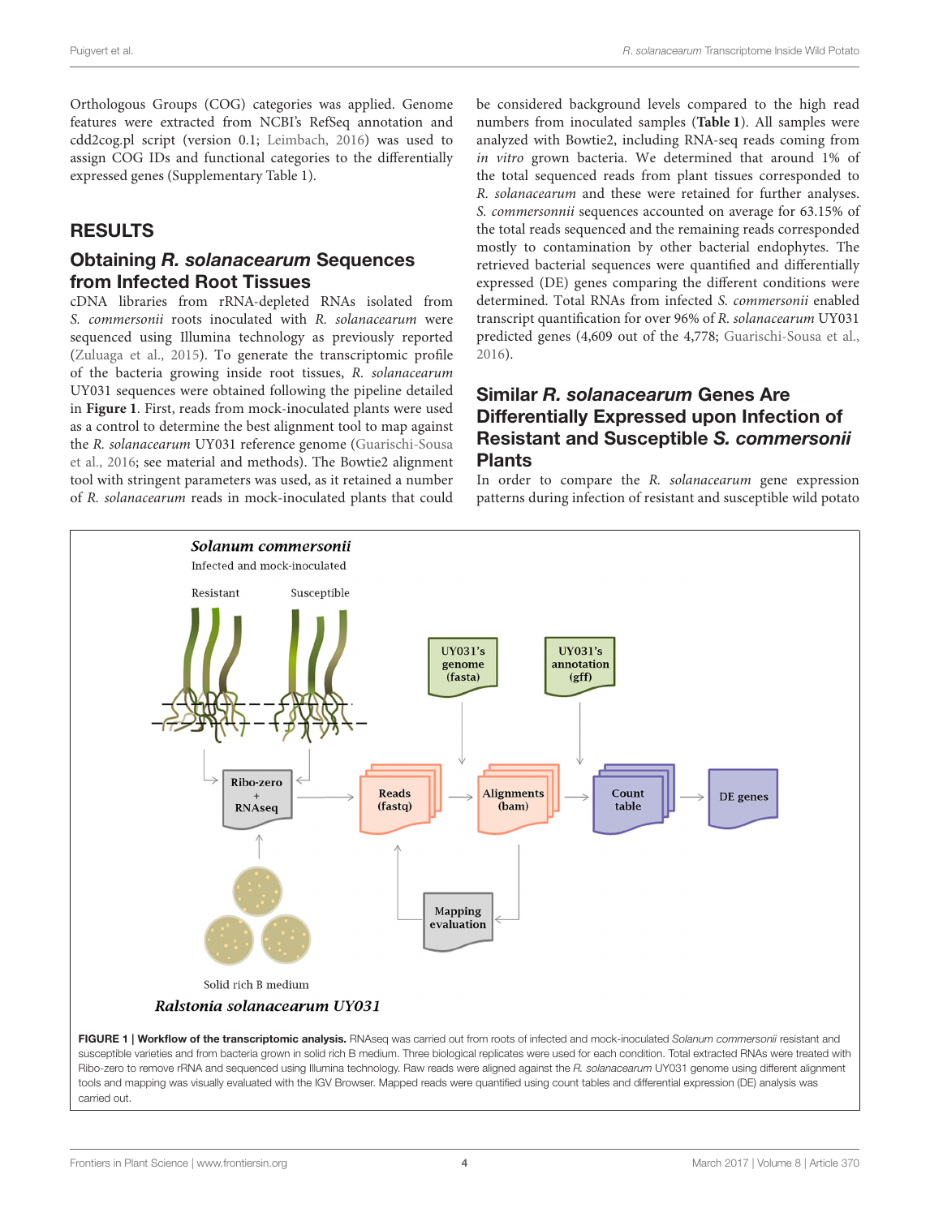Orthologous Groups (COG) categories was applied. Genome features were extracted from NCBI's RefSeq annotation and cdd2cog.pl script (version 0.1; Leimbach, 2016) was used to assign COG IDs and functional categories to the differentially expressed genes (Supplementary Table 1).

# RESULTS

## Obtaining *R. solanacearum* Sequences from Infected Root Tissues

cDNA libraries from rRNA-depleted RNAs isolated from *S. commersonii* roots inoculated with *R. solanacearum* were sequenced using Illumina technology as previously reported (Zuluaga et al., 2015). To generate the transcriptomic profile of the bacteria growing inside root tissues, *R. solanacearum* UY031 sequences were obtained following the pipeline detailed in **Figure 1**. First, reads from mock-inoculated plants were used as a control to determine the best alignment tool to map against the *R. solanacearum* UY031 reference genome (Guarischi-Sousa et al., 2016; see material and methods). The Bowtie2 alignment tool with stringent parameters was used, as it retained a number of *R. solanacearum* reads in mock-inoculated plants that could be considered background levels compared to the high read numbers from inoculated samples (**Table 1**). All samples were analyzed with Bowtie2, including RNA-seq reads coming from *in vitro* grown bacteria. We determined that around 1% of the total sequenced reads from plant tissues corresponded to *R. solanacearum* and these were retained for further analyses. *S. commersonii* sequences accounted on average for 63.15% of the total reads sequenced and the remaining reads corresponded mostly to contamination by other bacterial endophytes. The retrieved bacterial sequences were quantified and differentially expressed (DE) genes comparing the different conditions were determined. Total RNAs from infected *S. commersonii* enabled transcript quantification for over 96% of *R. solanacearum* UY031 predicted genes (4,609 out of the 4,778; Guarischi-Sousa et al., 2016).

## Similar *R. solanacearum* Genes Are Differentially Expressed upon Infection of Resistant and Susceptible *S. commersonii* Plants

In order to compare the *R. solanacearum* gene expression patterns during infection of resistant and susceptible wild potato

**FIGURE 1 | Workflow of the transcriptomic analysis.** RNAseq was carried out from roots of infected and mock-inoculated *Solanum commersonii* resistant and susceptible varieties and from bacteria grown in solid rich B medium. Three biological replicates were used for each condition. Total extracted RNAs were treated with Ribo-zero to remove rRNA and sequenced using Illumina technology. Raw reads were aligned against the *R. solanacearum* UY031 genome using different alignment tools and mapping was visually evaluated with the IGV Browser. Mapped reads were quantified using count tables and differential expression (DE) analysis was carried out.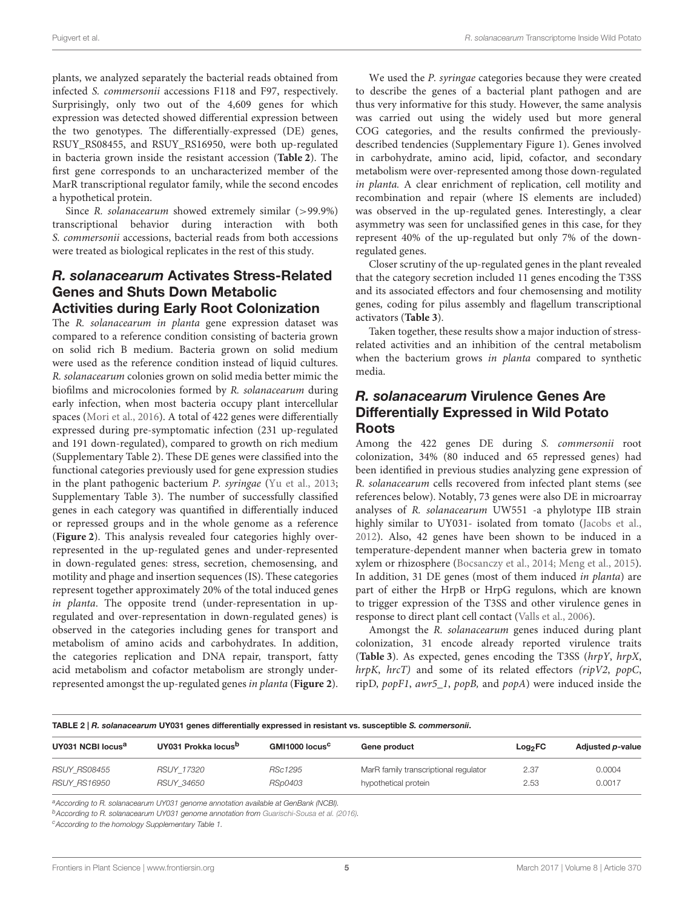plants, we analyzed separately the bacterial reads obtained from infected *S. commersonii* accessions F118 and F97, respectively. Surprisingly, only two out of the 4,609 genes for which expression was detected showed differential expression between the two genotypes. The differentially-expressed (DE) genes, RSUY_RS08455, and RSUY_RS16950, were both up-regulated in bacteria grown inside the resistant accession (**Table 2**). The first gene corresponds to an uncharacterized member of the MarR transcriptional regulator family, while the second encodes a hypothetical protein.

Since *R. solanacearum* showed extremely similar (>99.9%) transcriptional behavior during interaction with both *S. commersonii* accessions, bacterial reads from both accessions were treated as biological replicates in the rest of this study.

## *R. solanacearum* Activates Stress-Related Genes and Shuts Down Metabolic Activities during Early Root Colonization

The *R. solanacearum in planta* gene expression dataset was compared to a reference condition consisting of bacteria grown on solid rich B medium. Bacteria grown on solid medium were used as the reference condition instead of liquid cultures. *R. solanacearum* colonies grown on solid media better mimic the biofilms and microcolonies formed by *R. solanacearum* during early infection, when most bacteria occupy plant intercellular spaces (Mori et al., 2016). A total of 422 genes were differentially expressed during pre-symptomatic infection (231 up-regulated and 191 down-regulated), compared to growth on rich medium (Supplementary Table 2). These DE genes were classified into the functional categories previously used for gene expression studies in the plant pathogenic bacterium *P. syringae* (Yu et al., 2013; Supplementary Table 3). The number of successfully classified genes in each category was quantified in differentially induced or repressed groups and in the whole genome as a reference (**Figure 2**). This analysis revealed four categories highly over-represented in the up-regulated genes and under-represented in down-regulated genes: stress, secretion, chemosensing, and motility and phage and insertion sequences (IS). These categories represent together approximately 20% of the total induced genes *in planta*. The opposite trend (under-representation in up-regulated and over-representation in down-regulated genes) is observed in the categories including genes for transport and metabolism of amino acids and carbohydrates. In addition, the categories replication and DNA repair, transport, fatty acid metabolism and cofactor metabolism are strongly under-represented amongst the up-regulated genes *in planta* (**Figure 2**).

We used the *P. syringae* categories because they were created to describe the genes of a bacterial plant pathogen and are thus very informative for this study. However, the same analysis was carried out using the widely used but more general COG categories, and the results confirmed the previously-described tendencies (Supplementary Figure 1). Genes involved in carbohydrate, amino acid, lipid, cofactor, and secondary metabolism were over-represented among those down-regulated *in planta.* A clear enrichment of replication, cell motility and recombination and repair (where IS elements are included) was observed in the up-regulated genes. Interestingly, a clear asymmetry was seen for unclassified genes in this case, for they represent 40% of the up-regulated but only 7% of the down-regulated genes.

Closer scrutiny of the up-regulated genes in the plant revealed that the category secretion included 11 genes encoding the T3SS and its associated effectors and four chemosensing and motility genes, coding for pilus assembly and flagellum transcriptional activators (**Table 3**).

Taken together, these results show a major induction of stress-related activities and an inhibition of the central metabolism when the bacterium grows *in planta* compared to synthetic media.

## *R. solanacearum* Virulence Genes Are Differentially Expressed in Wild Potato Roots

Among the 422 genes DE during *S. commersonii* root colonization, 34% (80 induced and 65 repressed genes) had been identified in previous studies analyzing gene expression of *R. solanacearum* cells recovered from infected plant stems (see references below). Notably, 73 genes were also DE in microarray analyses of *R. solanacearum* UW551 -a phylotype IIB strain highly similar to UY031- isolated from tomato (Jacobs et al., 2012). Also, 42 genes have been shown to be induced in a temperature-dependent manner when bacteria grew in tomato xylem or rhizosphere (Bocsanczy et al., 2014; Meng et al., 2015). In addition, 31 DE genes (most of them induced *in planta*) are part of either the HrpB or HrpG regulons, which are known to trigger expression of the T3SS and other virulence genes in response to direct plant cell contact (Valls et al., 2006).

Amongst the *R. solanacearum* genes induced during plant colonization, 31 encode already reported virulence traits (**Table 3**). As expected, genes encoding the T3SS (*hrpY*, *hrpX*, *hrpK*, *hrcT)* and some of its related effectors *(ripV2*, *popC*, ripD, *popF1*, *awr5_1*, *popB,* and *popA*) were induced inside the

**TABLE 2 |** *R. solanacearum* **UY031 genes differentially expressed in resistant vs. susceptible** *S. commersonii***.**

| UY031 NCBI locus[a] | UY031 Prokka locus[b] | GMI1000 locus[c] | Gene product | $Log_2FC$ | Adjusted *p*-value |
|---|---|---|---|---|---|
| *RSUY_RS08455* | *RSUY_17320* | *RSc1295* | MarR family transcriptional regulator | 2.37 | 0.0004 |
| *RSUY_RS16950* | *RSUY_34650* | *RSp0403* | hypothetical protein | 2.53 | 0.0017 |

[a]*According to R. solanacearum UY031 genome annotation available at GenBank (NCBI).*

[b]*According to R. solanacearum UY031 genome annotation from Guarischi-Sousa et al. (2016).*

[c]*According to the homology Supplementary Table 1.*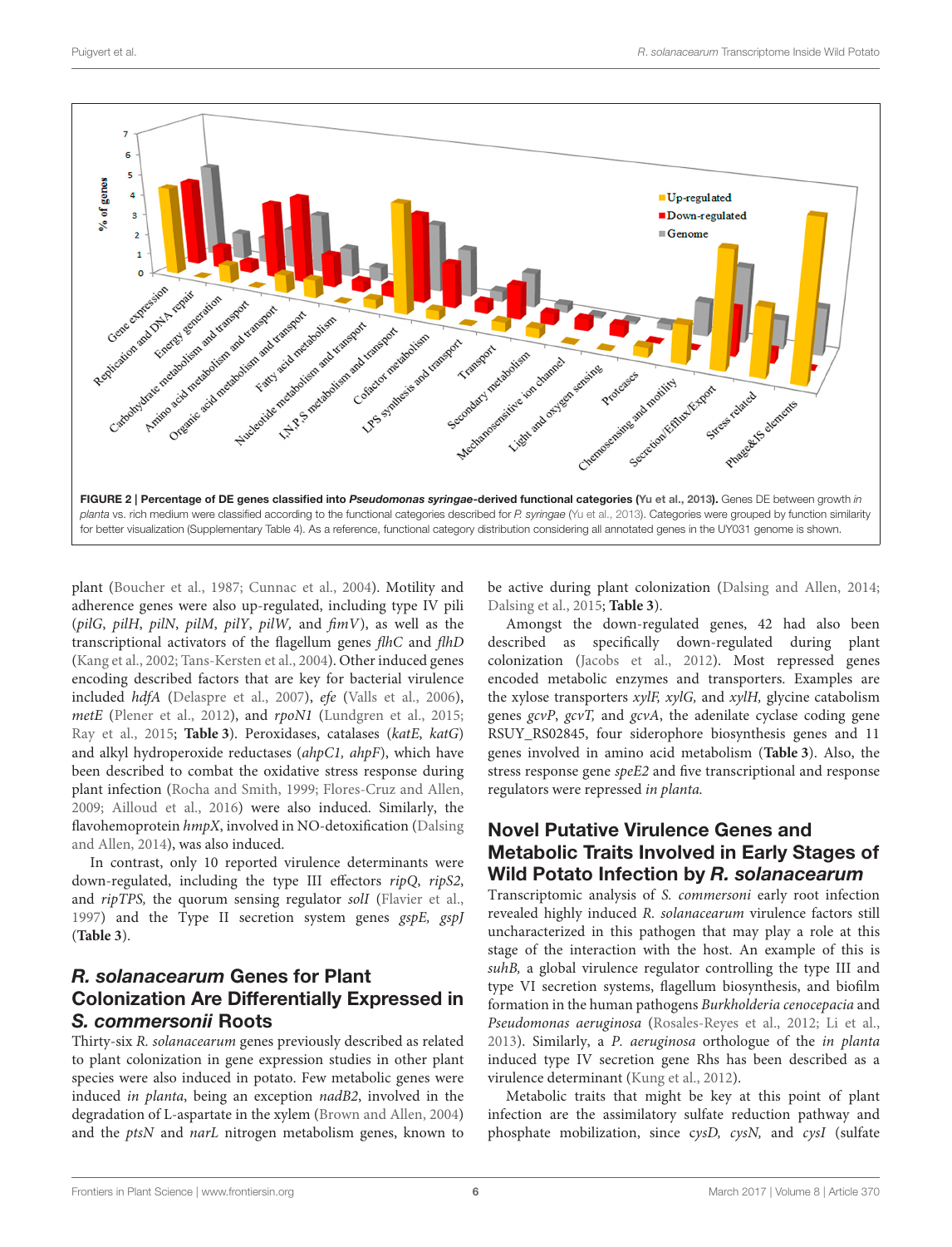**FIGURE 2 | Percentage of DE genes classified into *Pseudomonas syringae*-derived functional categories (Yu et al., 2013).** Genes DE between growth *in planta* vs. rich medium were classified according to the functional categories described for *P. syringae* (Yu et al., 2013). Categories were grouped by function similarity for better visualization (Supplementary Table 4). As a reference, functional category distribution considering all annotated genes in the UY031 genome is shown.

plant (Boucher et al., 1987; Cunnac et al., 2004). Motility and adherence genes were also up-regulated, including type IV pili (*pilG*, *pilH*, *pilN*, *pilM*, *pilY*, *pilW,* and *fimV*), as well as the transcriptional activators of the flagellum genes *flhC* and *flhD* (Kang et al., 2002; Tans-Kersten et al., 2004). Other induced genes encoding described factors that are key for bacterial virulence included *hdfA* (Delaspre et al., 2007), *efe* (Valls et al., 2006), *metE* (Plener et al., 2012), and *rpoN1* (Lundgren et al., 2015; Ray et al., 2015; **Table 3**). Peroxidases, catalases (*katE*, *katG*) and alkyl hydroperoxide reductases (*ahpC1, ahpF*), which have been described to combat the oxidative stress response during plant infection (Rocha and Smith, 1999; Flores-Cruz and Allen, 2009; Ailloud et al., 2016) were also induced. Similarly, the flavohemoprotein *hmpX*, involved in NO-detoxification (Dalsing and Allen, 2014), was also induced.

In contrast, only 10 reported virulence determinants were down-regulated, including the type III effectors *ripQ*, *ripS2*, and *ripTPS,* the quorum sensing regulator *solI* (Flavier et al., 1997) and the Type II secretion system genes *gspE, gspJ* (**Table 3**).

## *R. solanacearum* Genes for Plant Colonization Are Differentially Expressed in *S. commersonii* Roots

Thirty-six *R. solanacearum* genes previously described as related to plant colonization in gene expression studies in other plant species were also induced in potato. Few metabolic genes were induced *in planta*, being an exception *nadB2*, involved in the degradation of L-aspartate in the xylem (Brown and Allen, 2004) and the *ptsN* and *narL* nitrogen metabolism genes, known to be active during plant colonization (Dalsing and Allen, 2014; Dalsing et al., 2015; **Table 3**).

Amongst the down-regulated genes, 42 had also been described as specifically down-regulated during plant colonization (Jacobs et al., 2012). Most repressed genes encoded metabolic enzymes and transporters. Examples are the xylose transporters *xylF, xylG,* and *xylH,* glycine catabolism genes *gcvP*, *gcvT,* and *gcvA*, the adenilate cyclase coding gene RSUY_RS02845, four siderophore biosynthesis genes and 11 genes involved in amino acid metabolism (**Table 3**). Also, the stress response gene *speE2* and five transcriptional and response regulators were repressed *in planta.*

## Novel Putative Virulence Genes and Metabolic Traits Involved in Early Stages of Wild Potato Infection by *R. solanacearum*

Transcriptomic analysis of *S. commersoni* early root infection revealed highly induced *R. solanacearum* virulence factors still uncharacterized in this pathogen that may play a role at this stage of the interaction with the host. An example of this is *suhB,* a global virulence regulator controlling the type III and type VI secretion systems, flagellum biosynthesis, and biofilm formation in the human pathogens *Burkholderia cenocepacia* and *Pseudomonas aeruginosa* (Rosales-Reyes et al., 2012; Li et al., 2013). Similarly, a *P. aeruginosa* orthologue of the *in planta* induced type IV secretion gene Rhs has been described as a virulence determinant (Kung et al., 2012).

Metabolic traits that might be key at this point of plant infection are the assimilatory sulfate reduction pathway and phosphate mobilization, since *cysD, cysN,* and *cysI* (sulfate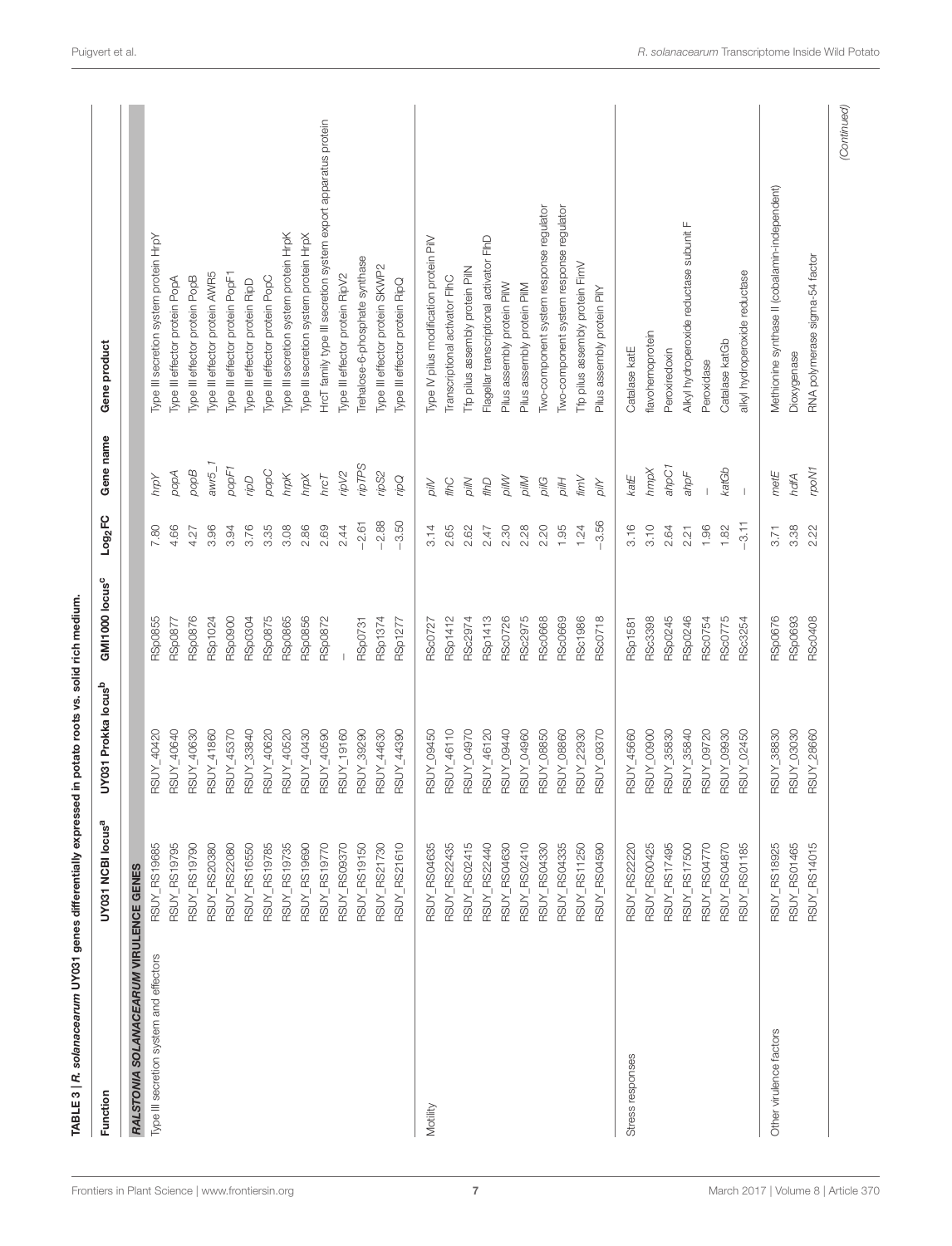TABLE 3 | *R. solanacearum* UY031 genes differentially expressed in potato roots vs. solid rich medium.

| Function | UY031 NCBI locus[a] | UY031 Prokka locus[b] | GMI1000 locus[c] | $Log_2FC$ | Gene name | Gene product |
|---|---|---|---|---|---|---|
| ***RALSTONIA SOLANACEARUM* VIRULENCE GENES** | | | | | | |
| Type III secretion system and effectors | RSUY_RS19685 | RSUY_40420 | RSp0855 | 7.80 | *hrpY* | Type III secretion system protein HrpY |
| | RSUY_RS19795 | RSUY_40640 | RSp0877 | 4.66 | *popA* | Type III effector protein PopA |
| | RSUY_RS19790 | RSUY_40630 | RSp0876 | 4.27 | *popB* | Type III effector protein PopB |
| | RSUY_RS20380 | RSUY_41860 | RSp1024 | 3.96 | *awr5_1* | Type III effector protein AWR5 |
| | RSUY_RS22080 | RSUY_45370 | RSp0900 | 3.94 | *popF1* | Type III effector protein PopF1 |
| | RSUY_RS16550 | RSUY_33840 | RSp0304 | 3.76 | *ripD* | Type III effector protein RipD |
| | RSUY_RS19785 | RSUY_40620 | RSp0875 | 3.35 | *popC* | Type III effector protein PopC |
| | RSUY_RS19735 | RSUY_40520 | RSp0865 | 3.08 | *hrpK* | Type III secretion system protein HrpK |
| | RSUY_RS19690 | RSUY_40430 | RSp0856 | 2.86 | *hrpX* | Type III secretion system protein HrpX |
| | RSUY_RS19770 | RSUY_40590 | RSp0872 | 2.69 | *hrcT* | HrcT family type III secretion system export apparatus protein |
| | RSUY_RS09370 | RSUY_19160 | – | 2.44 | *ripV2* | Type III effector protein RipV2 |
| | RSUY_RS19150 | RSUY_39290 | RSp0731 | −2.61 | *ripTPS* | Trehalose-6-phosphate synthase |
| | RSUY_RS21730 | RSUY_44630 | RSp1374 | −2.88 | *ripS2* | Type III effector protein SKWP2 |
| | RSUY_RS21610 | RSUY_44390 | RSp1277 | −3.50 | *ripQ* | Type III effector protein RipQ |
| Motility | RSUY_RS04635 | RSUY_09450 | RSc0727 | 3.14 | *pilV* | Type IV pilus modification protein PilV |
| | RSUY_RS22435 | RSUY_46110 | RSp1412 | 2.65 | *flhC* | Transcriptional activator FlhC |
| | RSUY_RS02415 | RSUY_04970 | RSc2974 | 2.62 | *pilN* | Tfp pilus assembly protein PilN |
| | RSUY_RS22440 | RSUY_46120 | RSp1413 | 2.47 | *flhD* | Flagellar transcriptional activator FlhD |
| | RSUY_RS04630 | RSUY_09440 | RSc0726 | 2.30 | *pilW* | Pilus assembly protein PilW |
| | RSUY_RS02410 | RSUY_04960 | RSc2975 | 2.28 | *pilM* | Pilus assembly protein PilM |
| | RSUY_RS04330 | RSUY_08850 | RSc0668 | 2.20 | *pilG* | Two-component system response regulator |
| | RSUY_RS04335 | RSUY_08860 | RSc0669 | 1.95 | *pilH* | Two-component system response regulator |
| | RSUY_RS11250 | RSUY_22930 | RSc1986 | 1.24 | *fimV* | Tfp pilus assembly protein FimV |
| | RSUY_RS04590 | RSUY_09370 | RSc0718 | −3.56 | *pilY* | Pilus assembly protein PilY |
| Stress responses | RSUY_RS22220 | RSUY_45660 | RSp1581 | 3.16 | *katE* | Catalase katE |
| | RSUY_RS00425 | RSUY_00900 | RSc3398 | 3.10 | *hmpX* | flavohemoprotein |
| | RSUY_RS17495 | RSUY_35830 | RSp0245 | 2.64 | *ahpC1* | Peroxiredoxin |
| | RSUY_RS17500 | RSUY_35840 | RSp0246 | 2.21 | *ahpF* | Alkyl hydroperoxide reductase subunit F |
| | RSUY_RS04770 | RSUY_09720 | RSc0754 | 1.96 | – | Peroxidase |
| | RSUY_RS04870 | RSUY_09930 | RSc0775 | 1.82 | *katGb* | Catalase katGb |
| | RSUY_RS01185 | RSUY_02450 | RSc3254 | −3.11 | – | alkyl hydroperoxide reductase |
| Other virulence factors | RSUY_RS18925 | RSUY_38830 | RSp0676 | 3.71 | *metE* | Methionine synthase II (cobalamin-independent) |
| | RSUY_RS01465 | RSUY_03030 | RSp0693 | 3.38 | *hdfA* | Dioxygenase |
| | RSUY_RS14015 | RSUY_28660 | RSc0408 | 2.22 | *rpoN1* | RNA polymerase sigma-54 factor |

*(Continued)*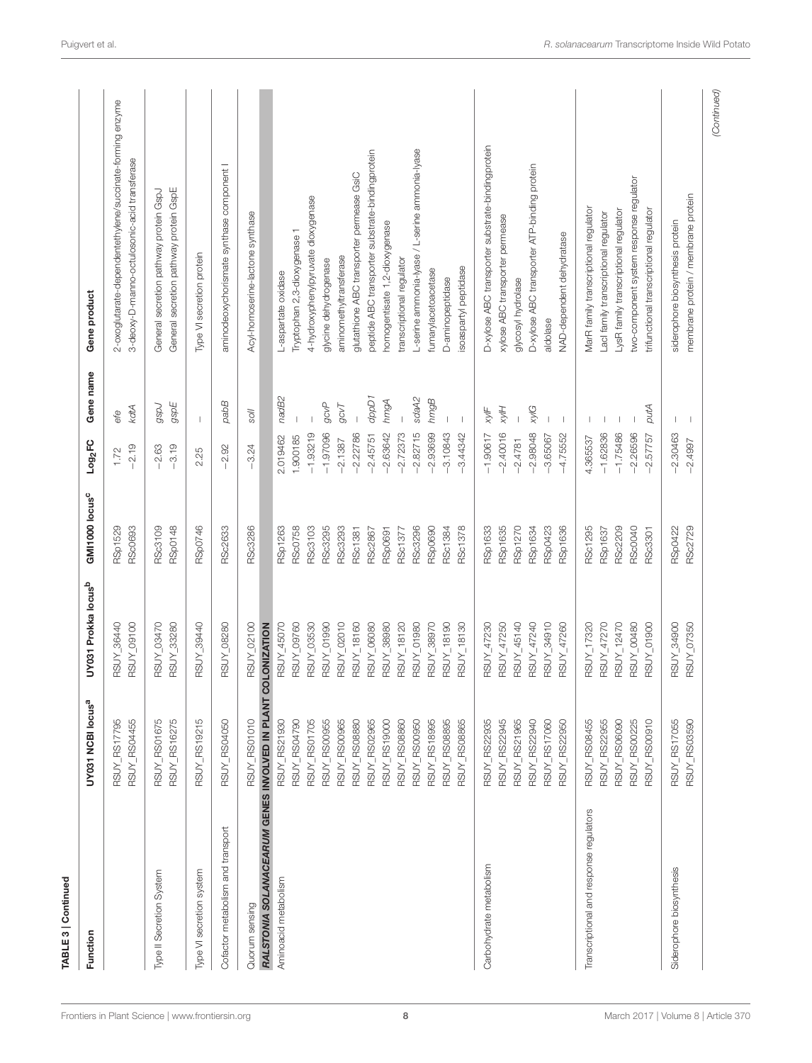**TABLE 3 | Continued**

| Function | UY031 NCBI locus[a] | UY031 Prokka locus[b] | GMI1000 locus[c] | $Log_2FC$ | Gene name | Gene product |
|---|---|---|---|---|---|---|
| | RSUY_RS17795 | RSUY_36440 | RSp1529 | 1.72 | *efe* | 2-oxoglutarate-dependentethylene/succinate-forming enzyme |
| | RSUY_RS04455 | RSUY_09100 | RSc0693 | −2.19 | *kdtA* | 3-deoxy-D-manno-octulosonic-acid transferase |
| Type II Secretion System | RSUY_RS01675 | RSUY_03470 | RSc3109 | −2.63 | *gspJ* | General secretion pathway protein GspJ |
| | RSUY_RS16275 | RSUY_33280 | RSp0148 | −3.19 | *gspE* | General secretion pathway protein GspE |
| Type VI secretion system | RSUY_RS19215 | RSUY_39440 | RSp0746 | 2.25 | – | Type VI secretion protein |
| Cofactor metabolism and transport | RSUY_RS04050 | RSUY_08280 | RSc2633 | −2.92 | *pabB* | aminodeoxychorismate synthase component I |
| Quorum sensing | RSUY_RS01010 | RSUY_02100 | RSc3286 | −3.24 | *solI* | Acyl-homoserine-lactone synthase |
| ***RALSTONIA SOLANACEARUM* GENES INVOLVED IN PLANT COLONIZATION** | | | | | | |
| Aminoacid metabolism | RSUY_RS21930 | RSUY_45070 | RSp1263 | 2.019462 | *nadB2* | L-aspartate oxidase |
| | RSUY_RS04790 | RSUY_09760 | RSc0758 | 1.900185 | – | Tryptophan 2,3-dioxygenase 1 |
| | RSUY_RS01705 | RSUY_03530 | RSc3103 | −1.93219 | – | 4-hydroxyphenylpyruvate dioxygenase |
| | RSUY_RS00955 | RSUY_01990 | RSc3295 | −1.97096 | *gcvP* | glycine dehydrogenase |
| | RSUY_RS00965 | RSUY_02010 | RSc3293 | −2.1387 | *gcvT* | aminomethyltransferase |
| | RSUY_RS08880 | RSUY_18160 | RSc1381 | −2.22786 | – | glutathione ABC transporter permease GsiC |
| | RSUY_RS02965 | RSUY_06080 | RSc2867 | −2.45751 | *dppD1* | peptide ABC transporter substrate-bindingprotein |
| | RSUY_RS19000 | RSUY_38980 | RSp0691 | −2.63642 | *hmgA* | homogentisate 1,2-dioxygenase |
| | RSUY_RS08860 | RSUY_18120 | RSc1377 | −2.72373 | – | transcriptional regulator |
| | RSUY_RS00950 | RSUY_01980 | RSc3296 | −2.82715 | *sdaA2* | L-serine ammonia-lyase / L-serine ammonia-lyase |
| | RSUY_RS18995 | RSUY_38970 | RSp0690 | −2.93699 | *hmgB* | fumarylacetoacetase |
| | RSUY_RS08895 | RSUY_18190 | RSc1384 | −3.10843 | – | D-aminopeptidase |
| | RSUY_RS08865 | RSUY_18130 | RSc1378 | −3.44342 | – | isoaspartyl peptidase |
| Carbohydrate metabolism | RSUY_RS22935 | RSUY_47230 | RSp1633 | −1.90617 | *xylF* | D-xylose ABC transporter substrate-bindingprotein |
| | RSUY_RS22945 | RSUY_47250 | RSp1635 | −2.40016 | *xylH* | xylose ABC transporter permease |
| | RSUY_RS21965 | RSUY_45140 | RSp1270 | −2.4781 | – | glycosyl hydrolase |
| | RSUY_RS22940 | RSUY_47240 | RSp1634 | −2.98048 | *xylG* | D-xylose ABC transporter ATP-binding protein |
| | RSUY_RS17060 | RSUY_34910 | RSp0423 | −3.65067 | – | aldolase |
| | RSUY_RS22950 | RSUY_47260 | RSp1636 | −4.75552 | – | NAD-dependent dehydratase |
| Transcriptional and response regulators | RSUY_RS08455 | RSUY_17320 | RSc1295 | 4.365537 | – | MarR family transcriptional regulator |
| | RSUY_RS22955 | RSUY_47270 | RSp1637 | −1.62836 | – | LacI family transcriptional regulator |
| | RSUY_RS06090 | RSUY_12470 | RSc2209 | −1.75486 | – | LysR family transcriptional regulator |
| | RSUY_RS00225 | RSUY_00480 | RSc0040 | −2.26596 | – | two-component system response regulator |
| | RSUY_RS00910 | RSUY_01900 | RSc3301 | −2.57757 | *putA* | trifunctional transcriptional regulator |
| Siderophore biosynthesis | RSUY_RS17055 | RSUY_34900 | RSp0422 | −2.30463 | – | siderophore biosynthesis protein |
| | RSUY_RS03590 | RSUY_07350 | RSc2729 | −2.4997 | – | membrane protein / membrane protein |

*(Continued)*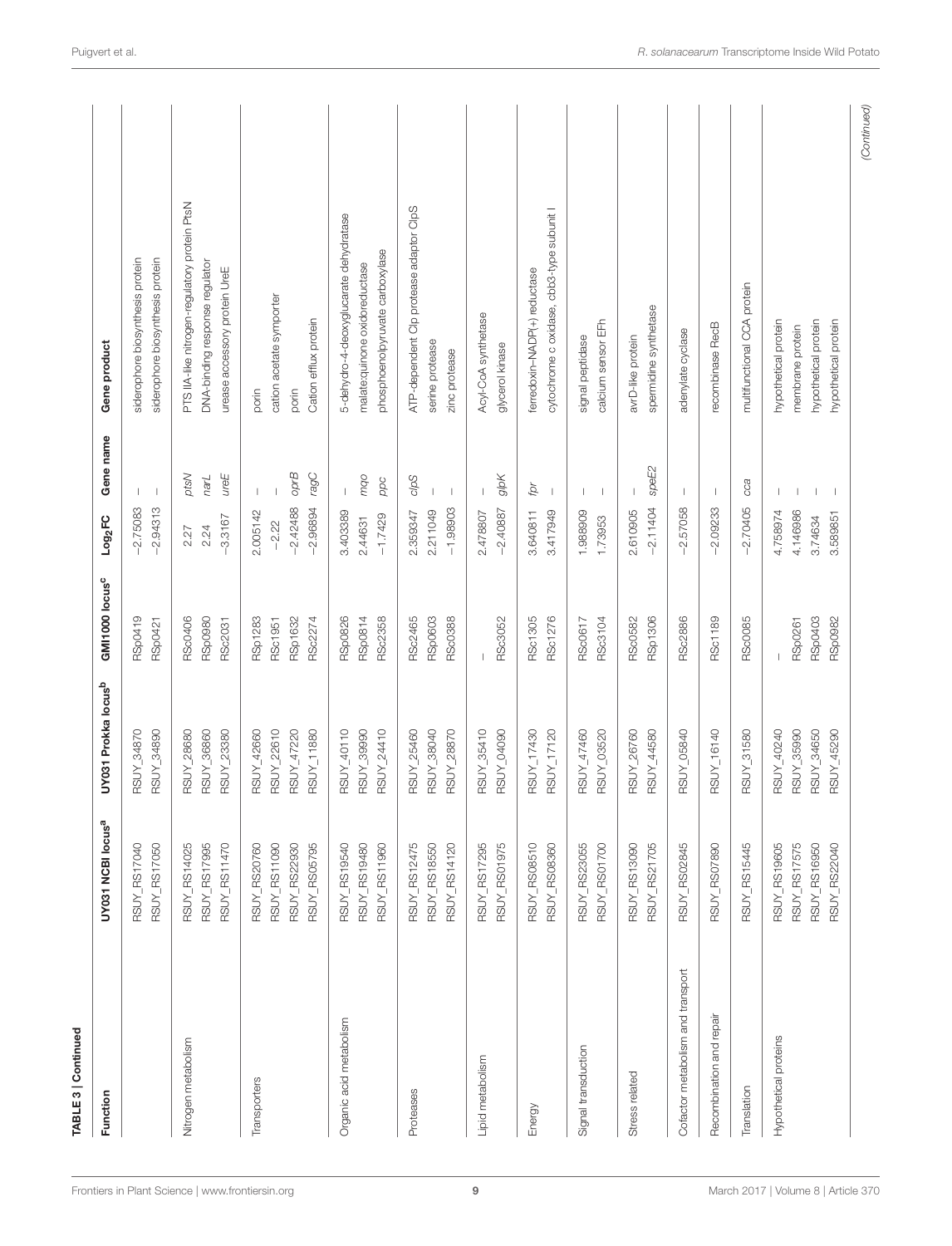**TABLE 3 | Continued**

| Function | UY031 NCBI locus[a] | UY031 Prokka locus[b] | GMI1000 locus[c] | $Log_2FC$ | Gene name | Gene product |
|---|---|---|---|---|---|---|
| | RSUY_RS17040 | RSUY_34870 | RSp0419 | −2.75083 | – | siderophore biosynthesis protein |
| | RSUY_RS17050 | RSUY_34890 | RSp0421 | −2.94313 | – | siderophore biosynthesis protein |
| Nitrogen metabolism | RSUY_RS14025 | RSUY_28680 | RSc0406 | 2.27 | *ptsN* | PTS IIA-like nitrogen-regulatory protein PtsN |
| | RSUY_RS17995 | RSUY_36860 | RSp0980 | 2.24 | *narL* | DNA-binding response regulator |
| | RSUY_RS11470 | RSUY_23380 | RSc2031 | −3.3167 | *ureE* | urease accessory protein UreE |
| Transporters | RSUY_RS20760 | RSUY_42660 | RSp1283 | 2.005142 | – | porin |
| | RSUY_RS11090 | RSUY_22610 | RSc1951 | −2.22 | – | cation acetate symporter |
| | RSUY_RS22930 | RSUY_47220 | RSp1632 | −2.42488 | *oprB* | porin |
| | RSUY_RS05795 | RSUY_11880 | RSc2274 | −2.96894 | *ragC* | Cation efflux protein |
| Organic acid metabolism | RSUY_RS19540 | RSUY_40110 | RSp0826 | 3.403389 | – | 5-dehydro-4-deoxyglucarate dehydratase |
| | RSUY_RS19480 | RSUY_39990 | RSp0814 | 2.44631 | *mqo* | malate:quinone oxidoreductase |
| | RSUY_RS11960 | RSUY_24410 | RSc2358 | −1.7429 | *ppc* | phosphoenolpyruvate carboxylase |
| Proteases | RSUY_RS12475 | RSUY_25460 | RSc2465 | 2.359347 | *clpS* | ATP-dependent Clp protease adaptor ClpS |
| | RSUY_RS18550 | RSUY_38040 | RSp0603 | 2.211049 | – | serine protease |
| | RSUY_RS14120 | RSUY_28870 | RSc0388 | −1.98803 | – | zinc protease |
| Lipid metabolism | RSUY_RS17295 | RSUY_35410 | – | 2.478807 | – | Acyl-CoA synthetase |
| | RSUY_RS01975 | RSUY_04090 | RSc3052 | −2.40887 | *glpK* | glycerol kinase |
| Energy | RSUY_RS08510 | RSUY_17430 | RSc1305 | 3.640811 | *fpr* | ferredoxin-NADP(+) reductase |
| | RSUY_RS08360 | RSUY_17120 | RSc1276 | 3.417949 | – | cytochrome c oxidase, cbb3-type subunit I |
| Signal transduction | RSUY_RS23055 | RSUY_47460 | RSc0617 | 1.988909 | – | signal peptidase |
| | RSUY_RS01700 | RSUY_03520 | RSc3104 | 1.73953 | – | calcium sensor EFh |
| Stress related | RSUY_RS13090 | RSUY_26760 | RSc0582 | 2.610905 | – | avrD-like protein |
| | RSUY_RS21705 | RSUY_44580 | RSp1306 | −2.11404 | *speE2* | spermidine synthetase |
| Cofactor metabolism and transport | RSUY_RS02845 | RSUY_05840 | RSc2886 | −2.57058 | – | adenylate cyclase |
| Recombination and repair | RSUY_RS07890 | RSUY_16140 | RSc1189 | −2.09233 | – | recombinase RecB |
| Translation | RSUY_RS15445 | RSUY_31580 | RSc0085 | −2.70405 | *cca* | multifunctional CCA protein |
| Hypothetical proteins | RSUY_RS19605 | RSUY_40240 | – | 4.758974 | – | hypothetical protein |
| | RSUY_RS17575 | RSUY_35990 | RSp0261 | 4.146986 | – | membrane protein |
| | RSUY_RS16950 | RSUY_34650 | RSp0403 | 3.74634 | – | hypothetical protein |
| | RSUY_RS22040 | RSUY_45290 | RSp0982 | 3.589851 | – | hypothetical protein |

*(Continued)*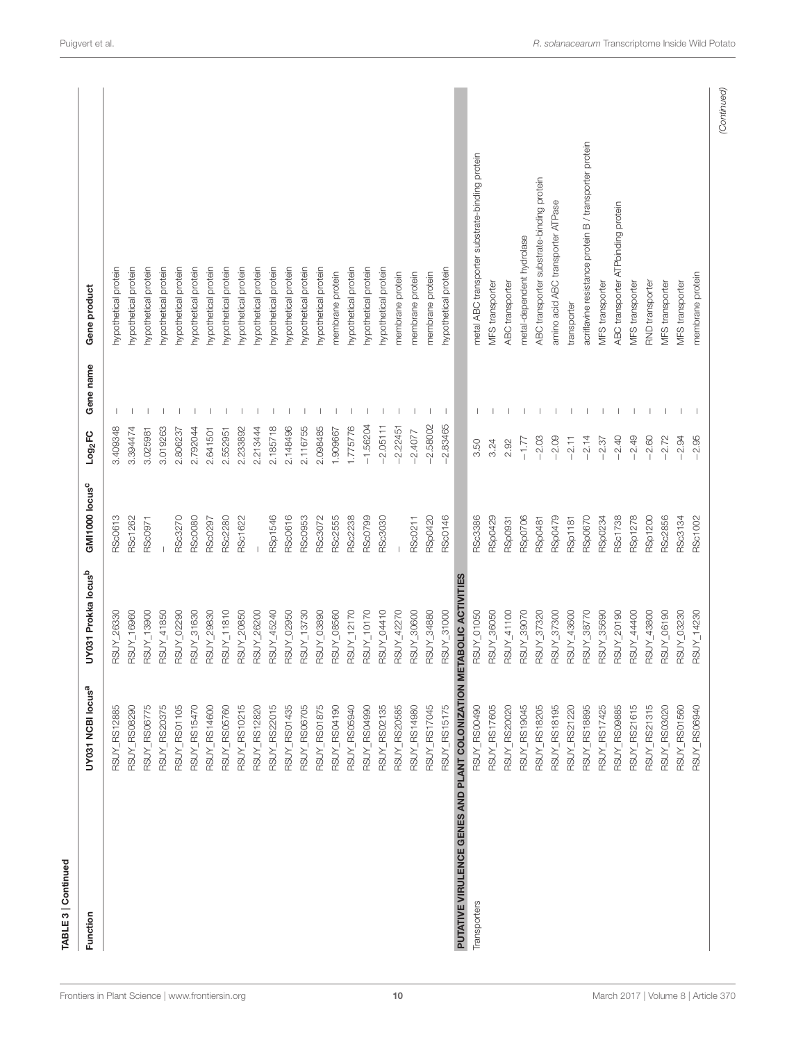**TABLE 3 | Continued**

| Function | UY031 NCBI locus[a] | UY031 Prokka locus[b] | GMI1000 locus[c] | $Log_2FC$ | Gene name | Gene product |
|---|---|---|---|---|---|---|
| | RSUY_RS12885 | RSUY_26330 | RSc0613 | 3.409348 | – | hypothetical protein |
| | RSUY_RS08290 | RSUY_16960 | RSc1262 | 3.394474 | – | hypothetical protein |
| | RSUY_RS06775 | RSUY_13900 | RSc0971 | 3.025981 | – | hypothetical protein |
| | RSUY_RS20375 | RSUY_41850 | – | 3.019263 | – | hypothetical protein |
| | RSUY_RS01105 | RSUY_02290 | RSc3270 | 2.806237 | – | hypothetical protein |
| | RSUY_RS15470 | RSUY_31630 | RSc0080 | 2.792044 | – | hypothetical protein |
| | RSUY_RS14600 | RSUY_29830 | RSc0297 | 2.641501 | – | hypothetical protein |
| | RSUY_RS05760 | RSUY_11810 | RSc2280 | 2.552951 | – | hypothetical protein |
| | RSUY_RS10215 | RSUY_20850 | RSc1622 | 2.233892 | – | hypothetical protein |
| | RSUY_RS12820 | RSUY_26200 | – | 2.213444 | – | hypothetical protein |
| | RSUY_RS22015 | RSUY_45240 | RSp1546 | 2.185718 | – | hypothetical protein |
| | RSUY_RS01435 | RSUY_02950 | RSc0616 | 2.148496 | – | hypothetical protein |
| | RSUY_RS06705 | RSUY_13730 | RSc0953 | 2.116755 | – | hypothetical protein |
| | RSUY_RS01875 | RSUY_03890 | RSc3072 | 2.098485 | – | hypothetical protein |
| | RSUY_RS04190 | RSUY_08560 | RSc2555 | 1.909667 | – | membrane protein |
| | RSUY_RS05940 | RSUY_12170 | RSc2238 | 1.775776 | – | hypothetical protein |
| | RSUY_RS04990 | RSUY_10170 | RSc0799 | −1.56204 | – | hypothetical protein |
| | RSUY_RS02135 | RSUY_04410 | RSc3030 | −2.05111 | – | hypothetical protein |
| | RSUY_RS20585 | RSUY_42270 | – | −2.22451 | – | membrane protein |
| | RSUY_RS14980 | RSUY_30600 | RSc0211 | −2.4077 | – | membrane protein |
| | RSUY_RS17045 | RSUY_34880 | RSp0420 | −2.58002 | – | membrane protein |
| | RSUY_RS15175 | RSUY_31000 | RSc0146 | −2.83465 | – | hypothetical protein |
| **PUTATIVE VIRULENCE GENES AND PLANT COLONIZATION METABOLIC ACTIVITIES** | | | | | | |
| Transporters | RSUY_RS00490 | RSUY_01050 | RSc3386 | 3.50 | – | metal ABC transporter substrate-binding protein |
| | RSUY_RS17605 | RSUY_36050 | RSp0429 | 3.24 | – | MFS transporter |
| | RSUY_RS20020 | RSUY_41100 | RSp0931 | 2.92 | – | ABC transporter |
| | RSUY_RS19045 | RSUY_39070 | RSp0706 | −1.77 | – | metal-dependent hydrolase |
| | RSUY_RS18205 | RSUY_37320 | RSp0481 | −2.03 | – | ABC transporter substrate-binding protein |
| | RSUY_RS18195 | RSUY_37300 | RSp0479 | −2.09 | – | amino acid ABC transporter ATPase |
| | RSUY_RS21220 | RSUY_43600 | RSp1181 | −2.11 | – | transporter |
| | RSUY_RS18895 | RSUY_38770 | RSp0670 | −2.14 | – | acriflavine resistance protein B / transporter protein |
| | RSUY_RS17425 | RSUY_35690 | RSp0234 | −2.37 | – | MFS transporter |
| | RSUY_RS09885 | RSUY_20190 | RSc1738 | −2.40 | – | ABC transporter ATPbinding protein |
| | RSUY_RS21615 | RSUY_44400 | RSp1278 | −2.49 | – | MFS transporter |
| | RSUY_RS21315 | RSUY_43800 | RSp1200 | −2.60 | – | RND transporter |
| | RSUY_RS03020 | RSUY_06190 | RSc2856 | −2.72 | – | MFS transporter |
| | RSUY_RS01560 | RSUY_03230 | RSc3134 | −2.94 | – | MFS transporter |
| | RSUY_RS06940 | RSUY_14230 | RSc1002 | −2.95 | – | membrane protein |

*(Continued)*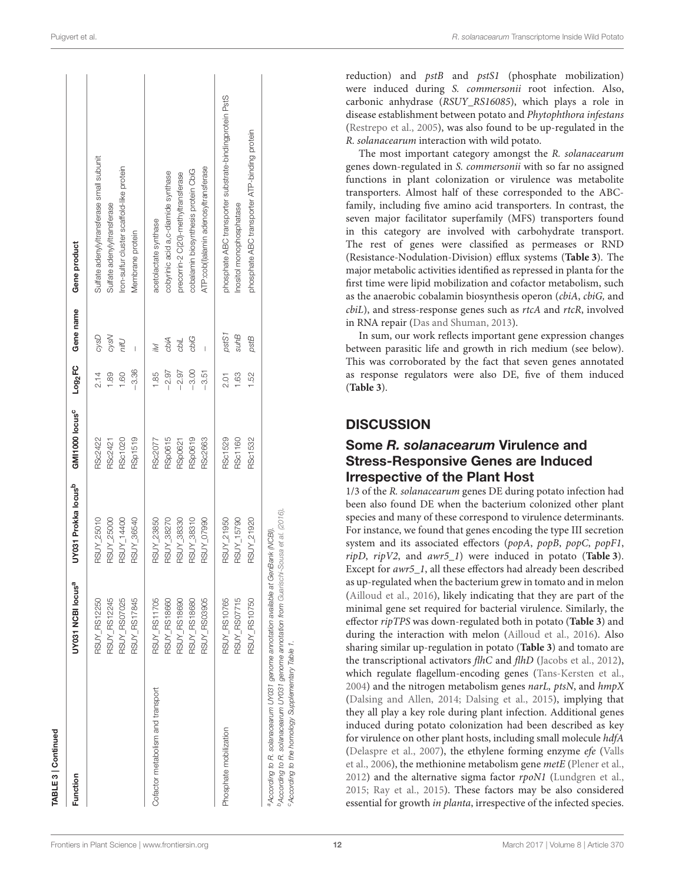**TABLE 3 | Continued**

| Function | UY031 NCBI locus[a] | UY031 Prokka locus[b] | GMI1000 locus[c] | $Log_2FC$ | Gene name | Gene product |
|---|---|---|---|---|---|---|
| | RSUY_RS12250 | RSUY_25010 | RSc2422 | 2.14 | *cysD* | Sulfate adenylyltransferase small subunit |
| | RSUY_RS12245 | RSUY_25000 | RSc2421 | 1.89 | *cysN* | Sulfate adenylyltransferase |
| | RSUY_RS07025 | RSUY_14400 | RSc1020 | 1.60 | *nifU* | Iron-sulfur cluster scaffold-like protein |
| | RSUY_RS17845 | RSUY_36540 | RSp1519 | −3.36 | – | Membrane protein |
| Cofactor metabolism and transport | RSUY_RS11705 | RSUY_23850 | RSc2077 | 1.85 | *ilvI* | acetolactate synthase |
| | RSUY_RS18660 | RSUY_38270 | RSp0615 | −2.97 | *cbiA* | cobyrinic acid a,c-diamide synthase |
| | RSUY_RS18690 | RSUY_38330 | RSp0621 | −2.97 | *cbiL* | precorrin-2 C(20)-methyltransferase |
| | RSUY_RS18680 | RSUY_38310 | RSp0619 | −3.00 | *cbiG* | cobalamin biosynthesis protein CbiG |
| | RSUY_RS03905 | RSUY_07990 | RSc2663 | −3.51 | – | ATP:cob(I)alamin adenosyltransferase |
| Phosphate mobilization | RSUY_RS10765 | RSUY_21950 | RSc1529 | 2.01 | *pstS1* | phosphate ABC transporter substrate-bindingprotein PstS |
| | RSUY_RS07715 | RSUY_15790 | RSc1160 | 1.63 | *suhB* | Inositol monophosphatase |
| | RSUY_RS10750 | RSUY_21920 | RSc1532 | 1.52 | *pstB* | phosphate ABC transporter ATP-binding protein |

[a]According to R. solanacearum UY031 genome annotation available at GenBank (NCBI).
[b]According to R. solanacearum UY031 genome annotation from Guarischi-Sousa et al. (2016).
[c]According to the homology Supplementary Table 1.

reduction) and *pstB* and *pstS1* (phosphate mobilization) were induced during *S. commersonii* root infection. Also, carbonic anhydrase (*RSUY_RS16085*), which plays a role in disease establishment between potato and *Phytophthora infestans* (Restrepo et al., 2005), was also found to be up-regulated in the *R. solanacearum* interaction with wild potato.

The most important category amongst the *R. solanacearum* genes down-regulated in *S. commersonii* with so far no assigned functions in plant colonization or virulence was metabolite transporters. Almost half of these corresponded to the ABC-family, including five amino acid transporters. In contrast, the seven major facilitator superfamily (MFS) transporters found in this category are involved with carbohydrate transport. The rest of genes were classified as permeases or RND (Resistance-Nodulation-Division) efflux systems (**Table 3**). The major metabolic activities identified as repressed in planta for the first time were lipid mobilization and cofactor metabolism, such as the anaerobic cobalamin biosynthesis operon (*cbiA*, *cbiG,* and *cbiL*), and stress-response genes such as *rtcA* and *rtcR*, involved in RNA repair (Das and Shuman, 2013).

In sum, our work reflects important gene expression changes between parasitic life and growth in rich medium (see below). This was corroborated by the fact that seven genes annotated as response regulators were also DE, five of them induced (**Table 3**).

## DISCUSSION

### Some *R. solanacearum* Virulence and Stress-Responsive Genes are Induced Irrespective of the Plant Host

1/3 of the *R. solanacearum* genes DE during potato infection had been also found DE when the bacterium colonized other plant species and many of these correspond to virulence determinants. For instance, we found that genes encoding the type III secretion system and its associated effectors (*popA*, *popB*, *popC*, *popF1*, *ripD*, *ripV2*, and *awr5_1*) were induced in potato (**Table 3**). Except for *awr5_1*, all these effectors had already been described as up-regulated when the bacterium grew in tomato and in melon (Ailloud et al., 2016), likely indicating that they are part of the minimal gene set required for bacterial virulence. Similarly, the effector *ripTPS* was down-regulated both in potato (**Table 3**) and during the interaction with melon (Ailloud et al., 2016). Also sharing similar up-regulation in potato (**Table 3**) and tomato are the transcriptional activators *flhC* and *flhD* (Jacobs et al., 2012), which regulate flagellum-encoding genes (Tans-Kersten et al., 2004) and the nitrogen metabolism genes *narL, ptsN*, and *hmpX* (Dalsing and Allen, 2014; Dalsing et al., 2015), implying that they all play a key role during plant infection. Additional genes induced during potato colonization had been described as key for virulence on other plant hosts, including small molecule *hdfA* (Delaspre et al., 2007), the ethylene forming enzyme *efe* (Valls et al., 2006), the methionine metabolism gene *metE* (Plener et al., 2012) and the alternative sigma factor *rpoN1* (Lundgren et al., 2015; Ray et al., 2015). These factors may be also considered essential for growth *in planta*, irrespective of the infected species.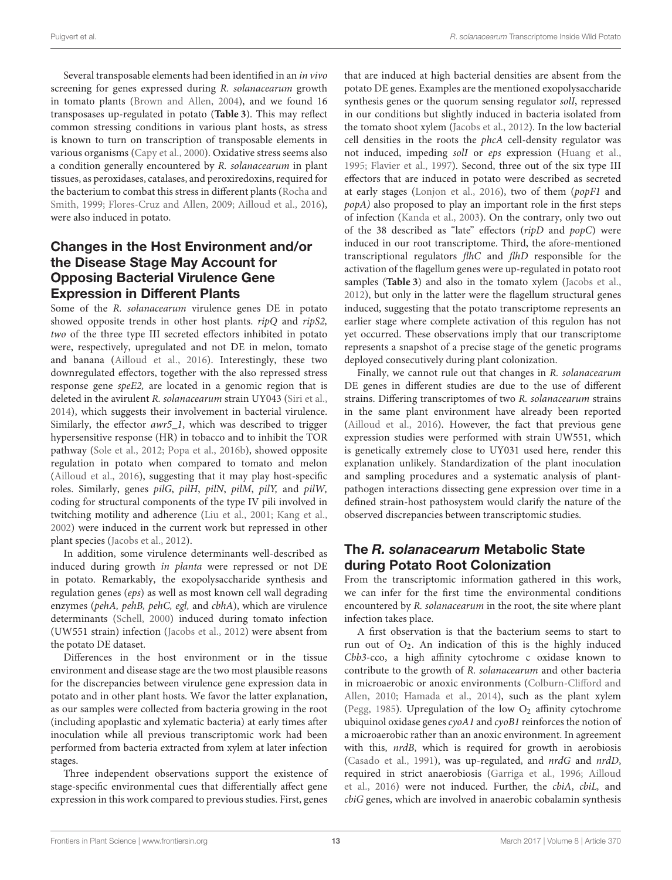Several transposable elements had been identified in an *in vivo* screening for genes expressed during *R. solanacearum* growth in tomato plants (Brown and Allen, 2004), and we found 16 transposases up-regulated in potato (**Table 3**). This may reflect common stressing conditions in various plant hosts, as stress is known to turn on transcription of transposable elements in various organisms (Capy et al., 2000). Oxidative stress seems also a condition generally encountered by *R. solanacearum* in plant tissues, as peroxidases, catalases, and peroxiredoxins, required for the bacterium to combat this stress in different plants (Rocha and Smith, 1999; Flores-Cruz and Allen, 2009; Ailloud et al., 2016), were also induced in potato.

## Changes in the Host Environment and/or the Disease Stage May Account for Opposing Bacterial Virulence Gene Expression in Different Plants

Some of the *R. solanacearum* virulence genes DE in potato showed opposite trends in other host plants. *ripQ* and *ripS2,* two of the three type III secreted effectors inhibited in potato were, respectively, upregulated and not DE in melon, tomato and banana (Ailloud et al., 2016). Interestingly, these two downregulated effectors, together with the also repressed stress response gene *speE2,* are located in a genomic region that is deleted in the avirulent *R. solanacearum* strain UY043 (Siri et al., 2014), which suggests their involvement in bacterial virulence. Similarly, the effector *awr5_1*, which was described to trigger hypersensitive response (HR) in tobacco and to inhibit the TOR pathway (Sole et al., 2012; Popa et al., 2016b), showed opposite regulation in potato when compared to tomato and melon (Ailloud et al., 2016), suggesting that it may play host-specific roles. Similarly, genes *pilG*, *pilH*, *pilN*, *pilM*, *pilY,* and *pilW,* coding for structural components of the type IV pili involved in twitching motility and adherence (Liu et al., 2001; Kang et al., 2002) were induced in the current work but repressed in other plant species (Jacobs et al., 2012).

In addition, some virulence determinants well-described as induced during growth *in planta* were repressed or not DE in potato. Remarkably, the exopolysaccharide synthesis and regulation genes (*eps*) as well as most known cell wall degrading enzymes (*pehA, pehB, pehC, egl,* and *cbhA*), which are virulence determinants (Schell, 2000) induced during tomato infection (UW551 strain) infection (Jacobs et al., 2012) were absent from the potato DE dataset.

Differences in the host environment or in the tissue environment and disease stage are the two most plausible reasons for the discrepancies between virulence gene expression data in potato and in other plant hosts. We favor the latter explanation, as our samples were collected from bacteria growing in the root (including apoplastic and xylematic bacteria) at early times after inoculation while all previous transcriptomic work had been performed from bacteria extracted from xylem at later infection stages.

Three independent observations support the existence of stage-specific environmental cues that differentially affect gene expression in this work compared to previous studies. First, genes that are induced at high bacterial densities are absent from the potato DE genes. Examples are the mentioned exopolysaccharide synthesis genes or the quorum sensing regulator *solI*, repressed in our conditions but slightly induced in bacteria isolated from the tomato shoot xylem (Jacobs et al., 2012). In the low bacterial cell densities in the roots the *phcA* cell-density regulator was not induced, impeding *solI* or *eps* expression (Huang et al., 1995; Flavier et al., 1997). Second, three out of the six type III effectors that are induced in potato were described as secreted at early stages (Lonjon et al., 2016), two of them (*popF1* and *popA)* also proposed to play an important role in the first steps of infection (Kanda et al., 2003). On the contrary, only two out of the 38 described as "late" effectors (*ripD* and *popC*) were induced in our root transcriptome. Third, the afore-mentioned transcriptional regulators *flhC* and *flhD* responsible for the activation of the flagellum genes were up-regulated in potato root samples (**Table 3**) and also in the tomato xylem (Jacobs et al., 2012), but only in the latter were the flagellum structural genes induced, suggesting that the potato transcriptome represents an earlier stage where complete activation of this regulon has not yet occurred. These observations imply that our transcriptome represents a snapshot of a precise stage of the genetic programs deployed consecutively during plant colonization.

Finally, we cannot rule out that changes in *R. solanacearum* DE genes in different studies are due to the use of different strains. Differing transcriptomes of two *R. solanacearum* strains in the same plant environment have already been reported (Ailloud et al., 2016). However, the fact that previous gene expression studies were performed with strain UW551, which is genetically extremely close to UY031 used here, render this explanation unlikely. Standardization of the plant inoculation and sampling procedures and a systematic analysis of plant-pathogen interactions dissecting gene expression over time in a defined strain-host pathosystem would clarify the nature of the observed discrepancies between transcriptomic studies.

## The *R. solanacearum* Metabolic State during Potato Root Colonization

From the transcriptomic information gathered in this work, we can infer for the first time the environmental conditions encountered by *R. solanacearum* in the root, the site where plant infection takes place.

A first observation is that the bacterium seems to start to run out of $O_2$. An indication of this is the highly induced *Cbb3*-cco, a high affinity cytochrome c oxidase known to contribute to the growth of *R. solanacearum* and other bacteria in microaerobic or anoxic environments (Colburn-Clifford and Allen, 2010; Hamada et al., 2014), such as the plant xylem (Pegg, 1985). Upregulation of the low $O_2$ affinity cytochrome ubiquinol oxidase genes *cyoA1* and *cyoB1* reinforces the notion of a microaerobic rather than an anoxic environment. In agreement with this, *nrdB*, which is required for growth in aerobiosis (Casado et al., 1991), was up-regulated, and *nrdG* and *nrdD*, required in strict anaerobiosis (Garriga et al., 1996; Ailloud et al., 2016) were not induced. Further, the *cbiA*, *cbiL,* and *cbiG* genes, which are involved in anaerobic cobalamin synthesis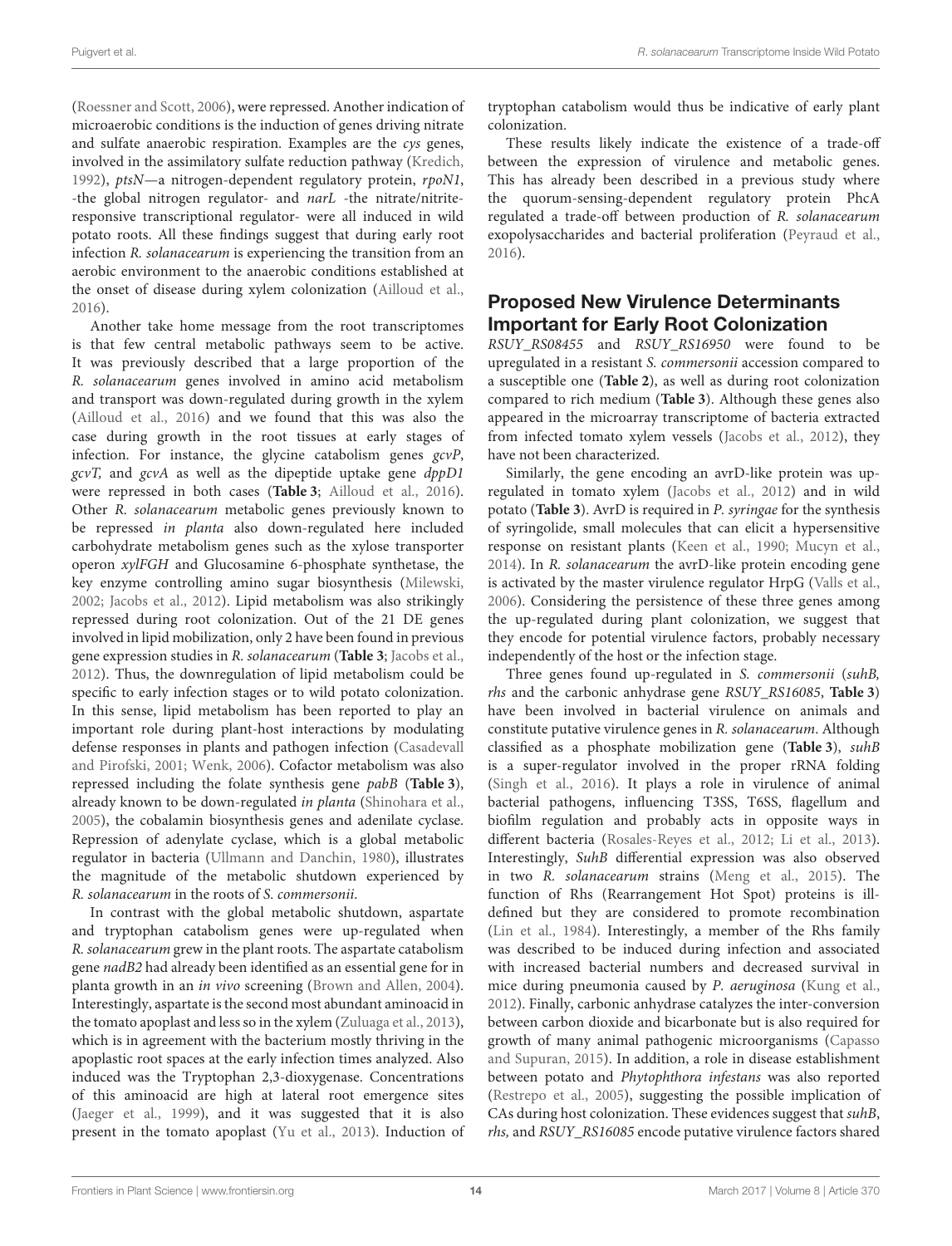(Roessner and Scott, 2006), were repressed. Another indication of microaerobic conditions is the induction of genes driving nitrate and sulfate anaerobic respiration. Examples are the *cys* genes, involved in the assimilatory sulfate reduction pathway (Kredich, 1992), *ptsN*—a nitrogen-dependent regulatory protein, *rpoN1*, -the global nitrogen regulator- and *narL* -the nitrate/nitrite-responsive transcriptional regulator- were all induced in wild potato roots. All these findings suggest that during early root infection *R. solanacearum* is experiencing the transition from an aerobic environment to the anaerobic conditions established at the onset of disease during xylem colonization (Ailloud et al., 2016).

Another take home message from the root transcriptomes is that few central metabolic pathways seem to be active. It was previously described that a large proportion of the *R. solanacearum* genes involved in amino acid metabolism and transport was down-regulated during growth in the xylem (Ailloud et al., 2016) and we found that this was also the case during growth in the root tissues at early stages of infection. For instance, the glycine catabolism genes *gcvP*, *gcvT,* and *gcvA* as well as the dipeptide uptake gene *dppD1* were repressed in both cases (**Table 3**; Ailloud et al., 2016). Other *R. solanacearum* metabolic genes previously known to be repressed *in planta* also down-regulated here included carbohydrate metabolism genes such as the xylose transporter operon *xylFGH* and Glucosamine 6-phosphate synthetase, the key enzyme controlling amino sugar biosynthesis (Milewski, 2002; Jacobs et al., 2012). Lipid metabolism was also strikingly repressed during root colonization. Out of the 21 DE genes involved in lipid mobilization, only 2 have been found in previous gene expression studies in *R. solanacearum* (**Table 3**; Jacobs et al., 2012). Thus, the downregulation of lipid metabolism could be specific to early infection stages or to wild potato colonization. In this sense, lipid metabolism has been reported to play an important role during plant-host interactions by modulating defense responses in plants and pathogen infection (Casadevall and Pirofski, 2001; Wenk, 2006). Cofactor metabolism was also repressed including the folate synthesis gene *pabB* (**Table 3**), already known to be down-regulated *in planta* (Shinohara et al., 2005), the cobalamin biosynthesis genes and adenilate cyclase. Repression of adenylate cyclase, which is a global metabolic regulator in bacteria (Ullmann and Danchin, 1980), illustrates the magnitude of the metabolic shutdown experienced by *R. solanacearum* in the roots of *S. commersonii*.

In contrast with the global metabolic shutdown, aspartate and tryptophan catabolism genes were up-regulated when *R. solanacearum* grew in the plant roots. The aspartate catabolism gene *nadB2* had already been identified as an essential gene for in planta growth in an *in vivo* screening (Brown and Allen, 2004). Interestingly, aspartate is the second most abundant aminoacid in the tomato apoplast and less so in the xylem (Zuluaga et al., 2013), which is in agreement with the bacterium mostly thriving in the apoplastic root spaces at the early infection times analyzed. Also induced was the Tryptophan 2,3-dioxygenase. Concentrations of this aminoacid are high at lateral root emergence sites (Jaeger et al., 1999), and it was suggested that it is also present in the tomato apoplast (Yu et al., 2013). Induction of tryptophan catabolism would thus be indicative of early plant colonization.

These results likely indicate the existence of a trade-off between the expression of virulence and metabolic genes. This has already been described in a previous study where the quorum-sensing-dependent regulatory protein PhcA regulated a trade-off between production of *R. solanacearum* exopolysaccharides and bacterial proliferation (Peyraud et al., 2016).

## Proposed New Virulence Determinants Important for Early Root Colonization

*RSUY_RS08455* and *RSUY_RS16950* were found to be upregulated in a resistant *S. commersonii* accession compared to a susceptible one (**Table 2**), as well as during root colonization compared to rich medium (**Table 3**). Although these genes also appeared in the microarray transcriptome of bacteria extracted from infected tomato xylem vessels (Jacobs et al., 2012), they have not been characterized.

Similarly, the gene encoding an avrD-like protein was up-regulated in tomato xylem (Jacobs et al., 2012) and in wild potato (**Table 3**). AvrD is required in *P. syringae* for the synthesis of syringolide, small molecules that can elicit a hypersensitive response on resistant plants (Keen et al., 1990; Mucyn et al., 2014). In *R. solanacearum* the avrD-like protein encoding gene is activated by the master virulence regulator HrpG (Valls et al., 2006). Considering the persistence of these three genes among the up-regulated during plant colonization, we suggest that they encode for potential virulence factors, probably necessary independently of the host or the infection stage.

Three genes found up-regulated in *S. commersonii* (*suhB, rhs* and the carbonic anhydrase gene *RSUY_RS16085*, **Table 3**) have been involved in bacterial virulence on animals and constitute putative virulence genes in *R. solanacearum*. Although classified as a phosphate mobilization gene (**Table 3**), *suhB* is a super-regulator involved in the proper rRNA folding (Singh et al., 2016). It plays a role in virulence of animal bacterial pathogens, influencing T3SS, T6SS, flagellum and biofilm regulation and probably acts in opposite ways in different bacteria (Rosales-Reyes et al., 2012; Li et al., 2013). Interestingly, *SuhB* differential expression was also observed in two *R. solanacearum* strains (Meng et al., 2015). The function of Rhs (Rearrangement Hot Spot) proteins is ill-defined but they are considered to promote recombination (Lin et al., 1984). Interestingly, a member of the Rhs family was described to be induced during infection and associated with increased bacterial numbers and decreased survival in mice during pneumonia caused by *P. aeruginosa* (Kung et al., 2012). Finally, carbonic anhydrase catalyzes the inter-conversion between carbon dioxide and bicarbonate but is also required for growth of many animal pathogenic microorganisms (Capasso and Supuran, 2015). In addition, a role in disease establishment between potato and *Phytophthora infestans* was also reported (Restrepo et al., 2005), suggesting the possible implication of CAs during host colonization. These evidences suggest that *suhB*, *rhs,* and *RSUY_RS16085* encode putative virulence factors shared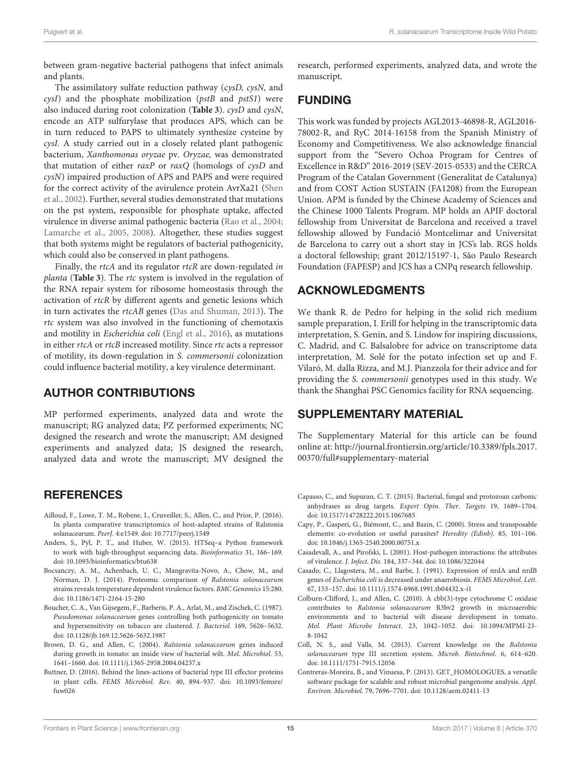between gram-negative bacterial pathogens that infect animals and plants.

The assimilatory sulfate reduction pathway (*cysD, cysN,* and *cysI*) and the phosphate mobilization (*pstB* and *pstS1*) were also induced during root colonization (**Table 3**). *cysD* and *cysN*, encode an ATP sulfurylase that produces APS, which can be in turn reduced to PAPS to ultimately synthesize cysteine by *cysI*. A study carried out in a closely related plant pathogenic bacterium, *Xanthomonas oryzae* pv. *Oryzae,* was demonstrated that mutation of either *raxP* or *raxQ* (homologs of *cysD* and *cysN*) impaired production of APS and PAPS and were required for the correct activity of the avirulence protein AvrXa21 (Shen et al., 2002). Further, several studies demonstrated that mutations on the pst system, responsible for phosphate uptake, affected virulence in diverse animal pathogenic bacteria (Rao et al., 2004; Lamarche et al., 2005, 2008). Altogether, these studies suggest that both systems might be regulators of bacterial pathogenicity, which could also be conserved in plant pathogens.

Finally, the *rtcA* and its regulator *rtcR* are down-regulated *in planta* (**Table 3**). The *rtc* system is involved in the regulation of the RNA repair system for ribosome homeostasis through the activation of *rtcR* by different agents and genetic lesions which in turn activates the *rtcAB* genes (Das and Shuman, 2013). The *rtc* system was also involved in the functioning of chemotaxis and motility in *Escherichia coli* (Engl et al., 2016), as mutations in either *rtcA* or *rtcB* increased motility. Since *rtc* acts a repressor of motility, its down-regulation in *S. commersonii* colonization could influence bacterial motility, a key virulence determinant.

## AUTHOR CONTRIBUTIONS

MP performed experiments, analyzed data and wrote the manuscript; RG analyzed data; PZ performed experiments; NC designed the research and wrote the manuscript; AM designed experiments and analyzed data; JS designed the research, analyzed data and wrote the manuscript; MV designed the research, performed experiments, analyzed data, and wrote the manuscript.

## FUNDING

This work was funded by projects AGL2013-46898-R, AGL2016-78002-R, and RyC 2014-16158 from the Spanish Ministry of Economy and Competitiveness. We also acknowledge financial support from the "Severo Ochoa Program for Centres of Excellence in R&D" 2016-2019 (SEV-2015-0533) and the CERCA Program of the Catalan Government (Generalitat de Catalunya) and from COST Action SUSTAIN (FA1208) from the European Union. APM is funded by the Chinese Academy of Sciences and the Chinese 1000 Talents Program. MP holds an APIF doctoral fellowship from Universitat de Barcelona and received a travel fellowship allowed by Fundació Montcelimar and Universitat de Barcelona to carry out a short stay in JCS's lab. RGS holds a doctoral fellowship; grant 2012/15197-1, São Paulo Research Foundation (FAPESP) and JCS has a CNPq research fellowship.

## ACKNOWLEDGMENTS

We thank R. de Pedro for helping in the solid rich medium sample preparation, I. Erill for helping in the transcriptomic data interpretation, S. Genin, and S. Lindow for inspiring discussions, C. Madrid, and C. Balsalobre for advice on transcriptome data interpretation, M. Solé for the potato infection set up and F. Vilaró, M. dalla Rizza, and M.J. Pianzzola for their advice and for providing the *S. commersonii* genotypes used in this study. We thank the Shanghai PSC Genomics facility for RNA sequencing.

## SUPPLEMENTARY MATERIAL

The Supplementary Material for this article can be found online at: http://journal.frontiersin.org/article/10.3389/fpls.2017.00370/full#supplementary-material

## REFERENCES

Ailloud, F., Lowe, T. M., Robene, I., Cruveiller, S., Allen, C., and Prior, P. (2016). In planta comparative transcriptomics of host-adapted strains of Ralstonia solanacearum. *PeerJ.* 4:e1549. doi: 10.7717/peerj.1549

Anders, S., Pyl, P. T., and Huber, W. (2015). HTSeq–a Python framework to work with high-throughput sequencing data. *Bioinformatics* 31, 166–169. doi: 10.1093/bioinformatics/btu638

Bocsanczy, A. M., Achenbach, U. C., Mangravita-Novo, A., Chow, M., and Norman, D. J. (2014). Proteomic comparison of *Ralstonia solanacearum* strains reveals temperature dependent virulence factors. *BMC Genomics* 15:280. doi: 10.1186/1471-2164-15-280

Boucher, C. A., Van Gijsegem, F., Barberis, P. A., Arlat, M., and Zischek, C. (1987). *Pseudomonas solanacearum* genes controlling both pathogenicity on tomato and hypersensitivity on tobacco are clustered. *J. Bacteriol.* 169, 5626–5632. doi: 10.1128/jb.169.12.5626-5632.1987

Brown, D. G., and Allen, C. (2004). *Ralstonia solanacearum* genes induced during growth in tomato: an inside view of bacterial wilt. *Mol. Microbiol.* 53, 1641–1660. doi: 10.1111/j.1365-2958.2004.04237.x

Buttner, D. (2016). Behind the lines-actions of bacterial type III effector proteins in plant cells. *FEMS Microbiol. Rev.* 40, 894–937. doi: 10.1093/femsre/fuw026

Capasso, C., and Supuran, C. T. (2015). Bacterial, fungal and protozoan carbonic anhydrases as drug targets. *Expert Opin. Ther. Targets* 19, 1689–1704. doi: 10.1517/14728222.2015.1067685

Capy, P., Gasperi, G., Biémont, C., and Bazin, C. (2000). Stress and transposable elements: co-evolution or useful parasites? *Heredity (Edinb).* 85, 101–106. doi: 10.1046/j.1365-2540.2000.00751.x

Casadevall, A., and Pirofski, L. (2001). Host-pathogen interactions: the attributes of virulence. *J. Infect. Dis.* 184, 337–344. doi: 10.1086/322044

Casado, C., Llagostera, M., and Barbe, J. (1991). Expression of nrdA and nrdB genes of *Escherichia coli* is decreased under anaerobiosis. *FEMS Microbiol. Lett.* 67, 153–157. doi: 10.1111/j.1574-6968.1991.tb04432.x-i1

Colburn-Clifford, J., and Allen, C. (2010). A cbb(3)-type cytochrome C oxidase contributes to *Ralstonia solanacearum* R3bv2 growth in microaerobic environments and to bacterial wilt disease development in tomato. *Mol. Plant Microbe Interact.* 23, 1042–1052. doi: 10.1094/MPMI-23-8-1042

Coll, N. S., and Valls, M. (2013). Current knowledge on the *Ralstonia solanacearum* type III secretion system. *Microb. Biotechnol.* 6, 614–620. doi: 10.1111/1751-7915.12056

Contreras-Moreira, B., and Vinuesa, P. (2013). GET_HOMOLOGUES, a versatile software package for scalable and robust microbial pangenome analysis. *Appl. Environ. Microbiol.* 79, 7696–7701. doi: 10.1128/aem.02411-13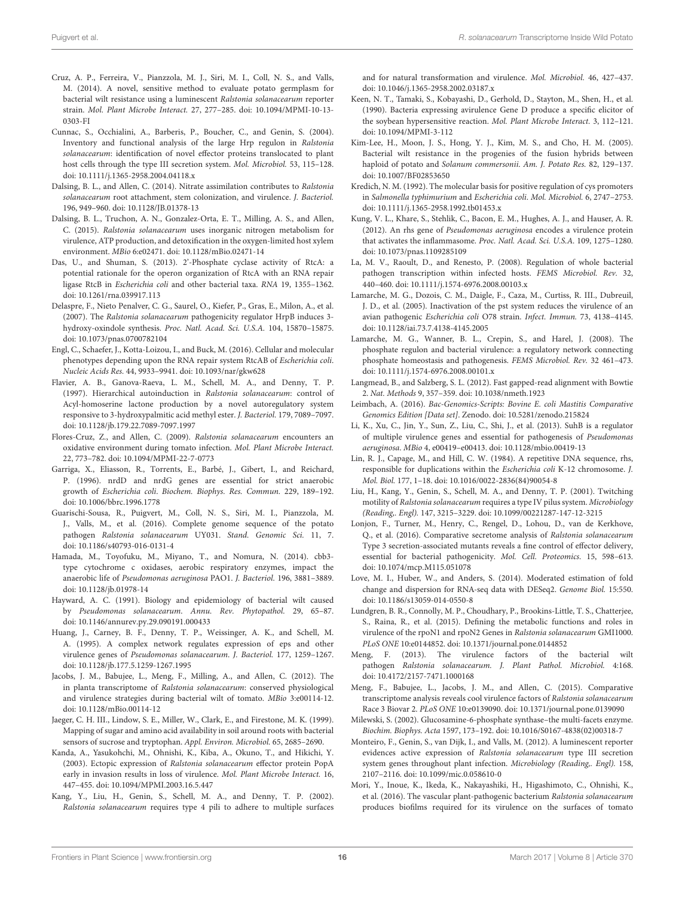Cruz, A. P., Ferreira, V., Pianzzola, M. J., Siri, M. I., Coll, N. S., and Valls, M. (2014). A novel, sensitive method to evaluate potato germplasm for bacterial wilt resistance using a luminescent *Ralstonia solanacearum* reporter strain. *Mol. Plant Microbe Interact.* 27, 277–285. doi: 10.1094/MPMI-10-13-0303-FI

Cunnac, S., Occhialini, A., Barberis, P., Boucher, C., and Genin, S. (2004). Inventory and functional analysis of the large Hrp regulon in *Ralstonia solanacearum*: identification of novel effector proteins translocated to plant host cells through the type III secretion system. *Mol. Microbiol.* 53, 115–128. doi: 10.1111/j.1365-2958.2004.04118.x

Dalsing, B. L., and Allen, C. (2014). Nitrate assimilation contributes to *Ralstonia solanacearum* root attachment, stem colonization, and virulence. *J. Bacteriol.* 196, 949–960. doi: 10.1128/JB.01378-13

Dalsing, B. L., Truchon, A. N., Gonzalez-Orta, E. T., Milling, A. S., and Allen, C. (2015). *Ralstonia solanacearum* uses inorganic nitrogen metabolism for virulence, ATP production, and detoxification in the oxygen-limited host xylem environment. *MBio* 6:e02471. doi: 10.1128/mBio.02471-14

Das, U., and Shuman, S. (2013). 2′-Phosphate cyclase activity of RtcA: a potential rationale for the operon organization of RtcA with an RNA repair ligase RtcB in *Escherichia coli* and other bacterial taxa. *RNA* 19, 1355–1362. doi: 10.1261/rna.039917.113

Delaspre, F., Nieto Penalver, C. G., Saurel, O., Kiefer, P., Gras, E., Milon, A., et al. (2007). The *Ralstonia solanacearum* pathogenicity regulator HrpB induces 3-hydroxy-oxindole synthesis. *Proc. Natl. Acad. Sci. U.S.A.* 104, 15870–15875. doi: 10.1073/pnas.0700782104

Engl, C., Schaefer, J., Kotta-Loizou, I., and Buck, M. (2016). Cellular and molecular phenotypes depending upon the RNA repair system RtcAB of *Escherichia coli*. *Nucleic Acids Res.* 44, 9933–9941. doi: 10.1093/nar/gkw628

Flavier, A. B., Ganova-Raeva, L. M., Schell, M. A., and Denny, T. P. (1997). Hierarchical autoinduction in *Ralstonia solanacearum*: control of Acyl-homoserine lactone production by a novel autoregulatory system responsive to 3-hydroxypalmitic acid methyl ester. *J. Bacteriol.* 179, 7089–7097. doi: 10.1128/jb.179.22.7089-7097.1997

Flores-Cruz, Z., and Allen, C. (2009). *Ralstonia solanacearum* encounters an oxidative environment during tomato infection. *Mol. Plant Microbe Interact.* 22, 773–782. doi: 10.1094/MPMI-22-7-0773

Garriga, X., Eliasson, R., Torrents, E., Barbé, J., Gibert, I., and Reichard, P. (1996). nrdD and nrdG genes are essential for strict anaerobic growth of *Escherichia coli*. *Biochem. Biophys. Res. Commun.* 229, 189–192. doi: 10.1006/bbrc.1996.1778

Guarischi-Sousa, R., Puigvert, M., Coll, N. S., Siri, M. I., Pianzzola, M. J., Valls, M., et al. (2016). Complete genome sequence of the potato pathogen *Ralstonia solanacearum* UY031. *Stand. Genomic Sci.* 11, 7. doi: 10.1186/s40793-016-0131-4

Hamada, M., Toyofuku, M., Miyano, T., and Nomura, N. (2014). cbb3-type cytochrome c oxidases, aerobic respiratory enzymes, impact the anaerobic life of *Pseudomonas aeruginosa* PAO1. *J. Bacteriol.* 196, 3881–3889. doi: 10.1128/jb.01978-14

Hayward, A. C. (1991). Biology and epidemiology of bacterial wilt caused by *Pseudomonas solanacearum*. *Annu. Rev. Phytopathol.* 29, 65–87. doi: 10.1146/annurev.py.29.090191.000433

Huang, J., Carney, B. F., Denny, T. P., Weissinger, A. K., and Schell, M. A. (1995). A complex network regulates expression of eps and other virulence genes of *Pseudomonas solanacearum*. *J. Bacteriol.* 177, 1259–1267. doi: 10.1128/jb.177.5.1259-1267.1995

Jacobs, J. M., Babujee, L., Meng, F., Milling, A., and Allen, C. (2012). The in planta transcriptome of *Ralstonia solanacearum*: conserved physiological and virulence strategies during bacterial wilt of tomato. *MBio* 3:e00114-12. doi: 10.1128/mBio.00114-12

Jaeger, C. H. III., Lindow, S. E., Miller, W., Clark, E., and Firestone, M. K. (1999). Mapping of sugar and amino acid availability in soil around roots with bacterial sensors of sucrose and tryptophan. *Appl. Environ. Microbiol.* 65, 2685–2690.

Kanda, A., Yasukohchi, M., Ohnishi, K., Kiba, A., Okuno, T., and Hikichi, Y. (2003). Ectopic expression of *Ralstonia solanacearum* effector protein PopA early in invasion results in loss of virulence. *Mol. Plant Microbe Interact.* 16, 447–455. doi: 10.1094/MPMI.2003.16.5.447

Kang, Y., Liu, H., Genin, S., Schell, M. A., and Denny, T. P. (2002). *Ralstonia solanacearum* requires type 4 pili to adhere to multiple surfaces and for natural transformation and virulence. *Mol. Microbiol.* 46, 427–437. doi: 10.1046/j.1365-2958.2002.03187.x

Keen, N. T., Tamaki, S., Kobayashi, D., Gerhold, D., Stayton, M., Shen, H., et al. (1990). Bacteria expressing avirulence Gene D produce a specific elicitor of the soybean hypersensitive reaction. *Mol. Plant Microbe Interact.* 3, 112–121. doi: 10.1094/MPMI-3-112

Kim-Lee, H., Moon, J. S., Hong, Y. J., Kim, M. S., and Cho, H. M. (2005). Bacterial wilt resistance in the progenies of the fusion hybrids between haploid of potato and *Solanum commersonii*. *Am. J. Potato Res.* 82, 129–137. doi: 10.1007/BF02853650

Kredich, N. M. (1992). The molecular basis for positive regulation of cys promoters in *Salmonella typhimurium* and *Escherichia coli*. *Mol. Microbiol.* 6, 2747–2753. doi: 10.1111/j.1365-2958.1992.tb01453.x

Kung, V. L., Khare, S., Stehlik, C., Bacon, E. M., Hughes, A. J., and Hauser, A. R. (2012). An rhs gene of *Pseudomonas aeruginosa* encodes a virulence protein that activates the inflammasome. *Proc. Natl. Acad. Sci. U.S.A.* 109, 1275–1280. doi: 10.1073/pnas.1109285109

La, M. V., Raoult, D., and Renesto, P. (2008). Regulation of whole bacterial pathogen transcription within infected hosts. *FEMS Microbiol. Rev.* 32, 440–460. doi: 10.1111/j.1574-6976.2008.00103.x

Lamarche, M. G., Dozois, C. M., Daigle, F., Caza, M., Curtiss, R. III., Dubreuil, J. D., et al. (2005). Inactivation of the pst system reduces the virulence of an avian pathogenic *Escherichia coli* O78 strain. *Infect. Immun.* 73, 4138–4145. doi: 10.1128/iai.73.7.4138-4145.2005

Lamarche, M. G., Wanner, B. L., Crepin, S., and Harel, J. (2008). The phosphate regulon and bacterial virulence: a regulatory network connecting phosphate homeostasis and pathogenesis. *FEMS Microbiol. Rev.* 32 461–473. doi: 10.1111/j.1574-6976.2008.00101.x

Langmead, B., and Salzberg, S. L. (2012). Fast gapped-read alignment with Bowtie 2. *Nat. Methods* 9, 357–359. doi: 10.1038/nmeth.1923

Leimbach, A. (2016). *Bac-Genomics-Scripts: Bovine E. coli Mastitis Comparative Genomics Edition [Data set]*. Zenodo. doi: 10.5281/zenodo.215824

Li, K., Xu, C., Jin, Y., Sun, Z., Liu, C., Shi, J., et al. (2013). SuhB is a regulator of multiple virulence genes and essential for pathogenesis of *Pseudomonas aeruginosa*. *MBio* 4, e00419–e00413. doi: 10.1128/mbio.00419-13

Lin, R. J., Capage, M., and Hill, C. W. (1984). A repetitive DNA sequence, rhs, responsible for duplications within the *Escherichia coli* K-12 chromosome. *J. Mol. Biol.* 177, 1–18. doi: 10.1016/0022-2836(84)90054-8

Liu, H., Kang, Y., Genin, S., Schell, M. A., and Denny, T. P. (2001). Twitching motility of *Ralstonia solanacearum* requires a type IV pilus system. *Microbiology (Reading,. Engl).* 147, 3215–3229. doi: 10.1099/00221287-147-12-3215

Lonjon, F., Turner, M., Henry, C., Rengel, D., Lohou, D., van de Kerkhove, Q., et al. (2016). Comparative secretome analysis of *Ralstonia solanacearum* Type 3 secretion-associated mutants reveals a fine control of effector delivery, essential for bacterial pathogenicity. *Mol. Cell. Proteomics.* 15, 598–613. doi: 10.1074/mcp.M115.051078

Love, M. I., Huber, W., and Anders, S. (2014). Moderated estimation of fold change and dispersion for RNA-seq data with DESeq2. *Genome Biol.* 15:550. doi: 10.1186/s13059-014-0550-8

Lundgren, B. R., Connolly, M. P., Choudhary, P., Brookins-Little, T. S., Chatterjee, S., Raina, R., et al. (2015). Defining the metabolic functions and roles in virulence of the rpoN1 and rpoN2 Genes in *Ralstonia solanacearum* GMI1000. *PLoS ONE* 10:e0144852. doi: 10.1371/journal.pone.0144852

Meng, F. (2013). The virulence factors of the bacterial wilt pathogen *Ralstonia solanacearum*. *J. Plant Pathol. Microbiol.* 4:168. doi: 10.4172/2157-7471.1000168

Meng, F., Babujee, L., Jacobs, J. M., and Allen, C. (2015). Comparative transcriptome analysis reveals cool virulence factors of *Ralstonia solanacearum* Race 3 Biovar 2. *PLoS ONE* 10:e0139090. doi: 10.1371/journal.pone.0139090

Milewski, S. (2002). Glucosamine-6-phosphate synthase–the multi-facets enzyme. *Biochim. Biophys. Acta* 1597, 173–192. doi: 10.1016/S0167-4838(02)00318-7

Monteiro, F., Genin, S., van Dijk, I., and Valls, M. (2012). A luminescent reporter evidences active expression of *Ralstonia solanacearum* type III secretion system genes throughout plant infection. *Microbiology (Reading,. Engl).* 158, 2107–2116. doi: 10.1099/mic.0.058610-0

Mori, Y., Inoue, K., Ikeda, K., Nakayashiki, H., Higashimoto, C., Ohnishi, K., et al. (2016). The vascular plant-pathogenic bacterium *Ralstonia solanacearum* produces biofilms required for its virulence on the surfaces of tomato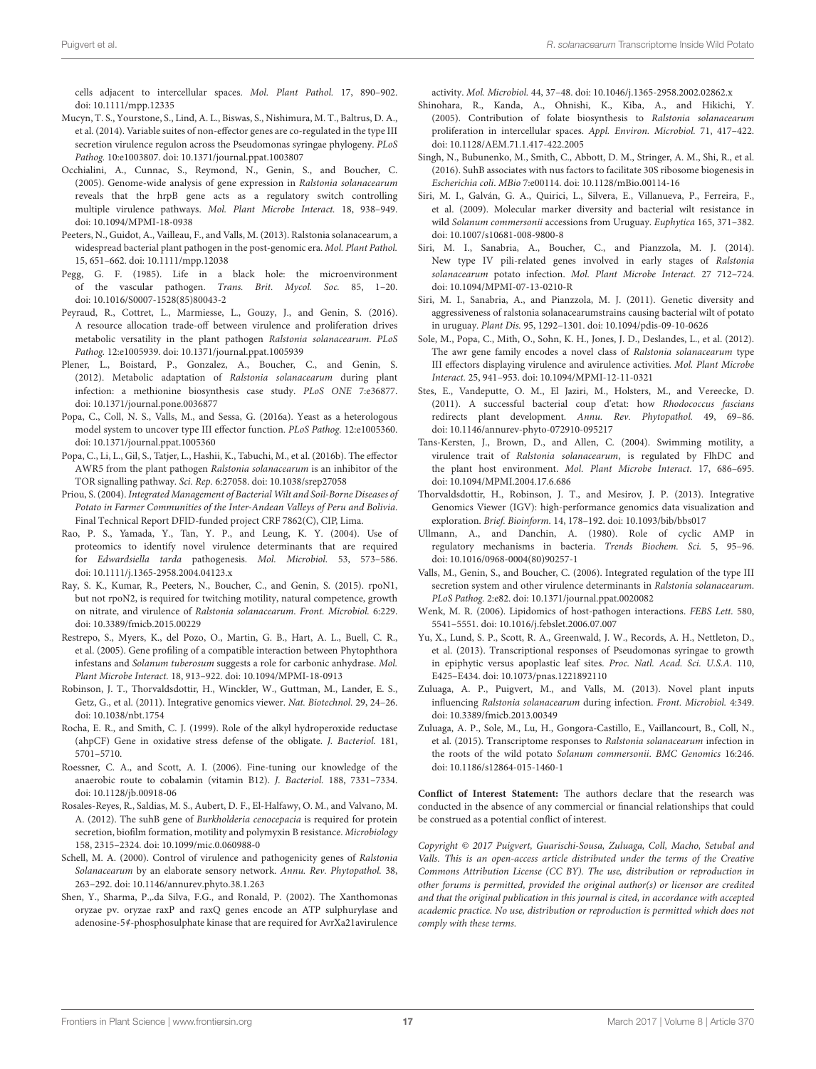cells adjacent to intercellular spaces. *Mol. Plant Pathol.* 17, 890–902. doi: 10.1111/mpp.12335

Mucyn, T. S., Yourstone, S., Lind, A. L., Biswas, S., Nishimura, M. T., Baltrus, D. A., et al. (2014). Variable suites of non-effector genes are co-regulated in the type III secretion virulence regulon across the Pseudomonas syringae phylogeny. *PLoS Pathog.* 10:e1003807. doi: 10.1371/journal.ppat.1003807

Occhialini, A., Cunnac, S., Reymond, N., Genin, S., and Boucher, C. (2005). Genome-wide analysis of gene expression in *Ralstonia solanacearum* reveals that the hrpB gene acts as a regulatory switch controlling multiple virulence pathways. *Mol. Plant Microbe Interact.* 18, 938–949. doi: 10.1094/MPMI-18-0938

Peeters, N., Guidot, A., Vailleau, F., and Valls, M. (2013). Ralstonia solanacearum, a widespread bacterial plant pathogen in the post-genomic era. *Mol. Plant Pathol.* 15, 651–662. doi: 10.1111/mpp.12038

Pegg, G. F. (1985). Life in a black hole: the microenvironment of the vascular pathogen. *Trans. Brit. Mycol. Soc.* 85, 1–20. doi: 10.1016/S0007-1528(85)80043-2

Peyraud, R., Cottret, L., Marmiesse, L., Gouzy, J., and Genin, S. (2016). A resource allocation trade-off between virulence and proliferation drives metabolic versatility in the plant pathogen *Ralstonia solanacearum*. *PLoS Pathog.* 12:e1005939. doi: 10.1371/journal.ppat.1005939

Plener, L., Boistard, P., Gonzalez, A., Boucher, C., and Genin, S. (2012). Metabolic adaptation of *Ralstonia solanacearum* during plant infection: a methionine biosynthesis case study. *PLoS ONE* 7:e36877. doi: 10.1371/journal.pone.0036877

Popa, C., Coll, N. S., Valls, M., and Sessa, G. (2016a). Yeast as a heterologous model system to uncover type III effector function. *PLoS Pathog.* 12:e1005360. doi: 10.1371/journal.ppat.1005360

Popa, C., Li, L., Gil, S., Tatjer, L., Hashii, K., Tabuchi, M., et al. (2016b). The effector AWR5 from the plant pathogen *Ralstonia solanacearum* is an inhibitor of the TOR signalling pathway. *Sci. Rep.* 6:27058. doi: 10.1038/srep27058

Priou, S. (2004). *Integrated Management of Bacterial Wilt and Soil-Borne Diseases of Potato in Farmer Communities of the Inter-Andean Valleys of Peru and Bolivia.* Final Technical Report DFID-funded project CRF 7862(C), CIP, Lima.

Rao, P. S., Yamada, Y., Tan, Y. P., and Leung, K. Y. (2004). Use of proteomics to identify novel virulence determinants that are required for *Edwardsiella tarda* pathogenesis. *Mol. Microbiol.* 53, 573–586. doi: 10.1111/j.1365-2958.2004.04123.x

Ray, S. K., Kumar, R., Peeters, N., Boucher, C., and Genin, S. (2015). rpoN1, but not rpoN2, is required for twitching motility, natural competence, growth on nitrate, and virulence of *Ralstonia solanacearum*. *Front. Microbiol.* 6:229. doi: 10.3389/fmicb.2015.00229

Restrepo, S., Myers, K., del Pozo, O., Martin, G. B., Hart, A. L., Buell, C. R., et al. (2005). Gene profiling of a compatible interaction between Phytophthora infestans and *Solanum tuberosum* suggests a role for carbonic anhydrase. *Mol. Plant Microbe Interact.* 18, 913–922. doi: 10.1094/MPMI-18-0913

Robinson, J. T., Thorvaldsdottir, H., Winckler, W., Guttman, M., Lander, E. S., Getz, G., et al. (2011). Integrative genomics viewer. *Nat. Biotechnol.* 29, 24–26. doi: 10.1038/nbt.1754

Rocha, E. R., and Smith, C. J. (1999). Role of the alkyl hydroperoxide reductase (ahpCF) Gene in oxidative stress defense of the obligate. *J. Bacteriol.* 181, 5701–5710.

Roessner, C. A., and Scott, A. I. (2006). Fine-tuning our knowledge of the anaerobic route to cobalamin (vitamin B12). *J. Bacteriol.* 188, 7331–7334. doi: 10.1128/jb.00918-06

Rosales-Reyes, R., Saldias, M. S., Aubert, D. F., El-Halfawy, O. M., and Valvano, M. A. (2012). The suhB gene of *Burkholderia cenocepacia* is required for protein secretion, biofilm formation, motility and polymyxin B resistance. *Microbiology* 158, 2315–2324. doi: 10.1099/mic.0.060988-0

Schell, M. A. (2000). Control of virulence and pathogenicity genes of *Ralstonia Solanacearum* by an elaborate sensory network. *Annu. Rev. Phytopathol.* 38, 263–292. doi: 10.1146/annurev.phyto.38.1.263

Shen, Y., Sharma, P.,.da Silva, F.G., and Ronald, P. (2002). The Xanthomonas oryzae pv. oryzae raxP and raxQ genes encode an ATP sulphurylase and adenosine-5¢-phosphosulphate kinase that are required for AvrXa21avirulence activity. *Mol. Microbiol.* 44, 37–48. doi: 10.1046/j.1365-2958.2002.02862.x

Shinohara, R., Kanda, A., Ohnishi, K., Kiba, A., and Hikichi, Y. (2005). Contribution of folate biosynthesis to *Ralstonia solanacearum* proliferation in intercellular spaces. *Appl. Environ. Microbiol.* 71, 417–422. doi: 10.1128/AEM.71.1.417-422.2005

Singh, N., Bubunenko, M., Smith, C., Abbott, D. M., Stringer, A. M., Shi, R., et al. (2016). SuhB associates with nus factors to facilitate 30S ribosome biogenesis in *Escherichia coli*. *MBio* 7:e00114. doi: 10.1128/mBio.00114-16

Siri, M. I., Galván, G. A., Quirici, L., Silvera, E., Villanueva, P., Ferreira, F., et al. (2009). Molecular marker diversity and bacterial wilt resistance in wild *Solanum commersonii* accessions from Uruguay. *Euphytica* 165, 371–382. doi: 10.1007/s10681-008-9800-8

Siri, M. I., Sanabria, A., Boucher, C., and Pianzzola, M. J. (2014). New type IV pili-related genes involved in early stages of *Ralstonia solanacearum* potato infection. *Mol. Plant Microbe Interact.* 27 712–724. doi: 10.1094/MPMI-07-13-0210-R

Siri, M. I., Sanabria, A., and Pianzzola, M. J. (2011). Genetic diversity and aggressiveness of ralstonia solanacearumstrains causing bacterial wilt of potato in uruguay. *Plant Dis.* 95, 1292–1301. doi: 10.1094/pdis-09-10-0626

Sole, M., Popa, C., Mith, O., Sohn, K. H., Jones, J. D., Deslandes, L., et al. (2012). The awr gene family encodes a novel class of *Ralstonia solanacearum* type III effectors displaying virulence and avirulence activities. *Mol. Plant Microbe Interact.* 25, 941–953. doi: 10.1094/MPMI-12-11-0321

Stes, E., Vandeputte, O. M., El Jaziri, M., Holsters, M., and Vereecke, D. (2011). A successful bacterial coup d'etat: how *Rhodococcus fascians* redirects plant development. *Annu. Rev. Phytopathol.* 49, 69–86. doi: 10.1146/annurev-phyto-072910-095217

Tans-Kersten, J., Brown, D., and Allen, C. (2004). Swimming motility, a virulence trait of *Ralstonia solanacearum*, is regulated by FlhDC and the plant host environment. *Mol. Plant Microbe Interact.* 17, 686–695. doi: 10.1094/MPMI.2004.17.6.686

Thorvaldsdottir, H., Robinson, J. T., and Mesirov, J. P. (2013). Integrative Genomics Viewer (IGV): high-performance genomics data visualization and exploration. *Brief. Bioinform.* 14, 178–192. doi: 10.1093/bib/bbs017

Ullmann, A., and Danchin, A. (1980). Role of cyclic AMP in regulatory mechanisms in bacteria. *Trends Biochem. Sci.* 5, 95–96. doi: 10.1016/0968-0004(80)90257-1

Valls, M., Genin, S., and Boucher, C. (2006). Integrated regulation of the type III secretion system and other virulence determinants in *Ralstonia solanacearum*. *PLoS Pathog.* 2:e82. doi: 10.1371/journal.ppat.0020082

Wenk, M. R. (2006). Lipidomics of host-pathogen interactions. *FEBS Lett.* 580, 5541–5551. doi: 10.1016/j.febslet.2006.07.007

Yu, X., Lund, S. P., Scott, R. A., Greenwald, J. W., Records, A. H., Nettleton, D., et al. (2013). Transcriptional responses of Pseudomonas syringae to growth in epiphytic versus apoplastic leaf sites. *Proc. Natl. Acad. Sci. U.S.A.* 110, E425–E434. doi: 10.1073/pnas.1221892110

Zuluaga, A. P., Puigvert, M., and Valls, M. (2013). Novel plant inputs influencing *Ralstonia solanacearum* during infection. *Front. Microbiol.* 4:349. doi: 10.3389/fmicb.2013.00349

Zuluaga, A. P., Sole, M., Lu, H., Gongora-Castillo, E., Vaillancourt, B., Coll, N., et al. (2015). Transcriptome responses to *Ralstonia solanacearum* infection in the roots of the wild potato *Solanum commersonii*. *BMC Genomics* 16:246. doi: 10.1186/s12864-015-1460-1

**Conflict of Interest Statement:** The authors declare that the research was conducted in the absence of any commercial or financial relationships that could be construed as a potential conflict of interest.

*Copyright © 2017 Puigvert, Guarischi-Sousa, Zuluaga, Coll, Macho, Setubal and Valls. This is an open-access article distributed under the terms of the Creative Commons Attribution License (CC BY). The use, distribution or reproduction in other forums is permitted, provided the original author(s) or licensor are credited and that the original publication in this journal is cited, in accordance with accepted academic practice. No use, distribution or reproduction is permitted which does not comply with these terms.*